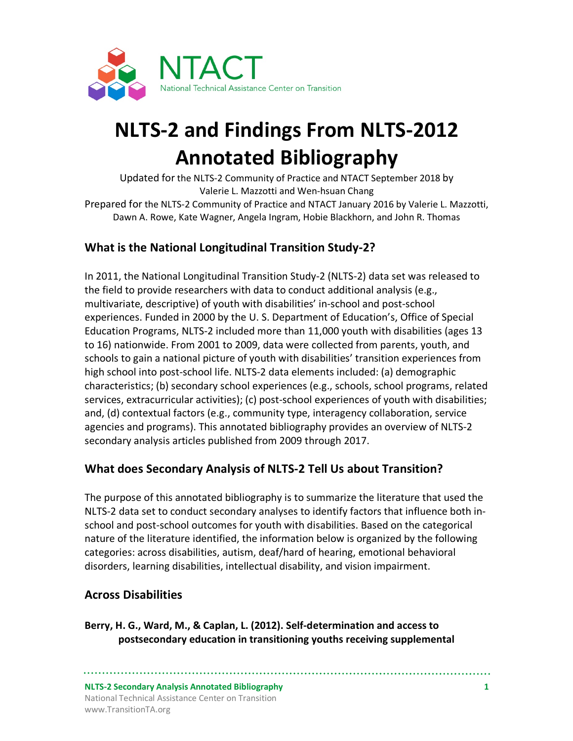NTACT
National Technical Assistance Center on Transition

# NLTS-2 and Findings From NLTS-2012 Annotated Bibliography

Updated for the NLTS-2 Community of Practice and NTACT September 2018 by Valerie L. Mazzotti and Wen-hsuan Chang

Prepared for the NLTS-2 Community of Practice and NTACT January 2016 by Valerie L. Mazzotti, Dawn A. Rowe, Kate Wagner, Angela Ingram, Hobie Blackhorn, and John R. Thomas

## What is the National Longitudinal Transition Study-2?

In 2011, the National Longitudinal Transition Study-2 (NLTS-2) data set was released to the field to provide researchers with data to conduct additional analysis (e.g., multivariate, descriptive) of youth with disabilities' in-school and post-school experiences. Funded in 2000 by the U. S. Department of Education's, Office of Special Education Programs, NLTS-2 included more than 11,000 youth with disabilities (ages 13 to 16) nationwide. From 2001 to 2009, data were collected from parents, youth, and schools to gain a national picture of youth with disabilities' transition experiences from high school into post-school life. NLTS-2 data elements included: (a) demographic characteristics; (b) secondary school experiences (e.g., schools, school programs, related services, extracurricular activities); (c) post-school experiences of youth with disabilities; and, (d) contextual factors (e.g., community type, interagency collaboration, service agencies and programs). This annotated bibliography provides an overview of NLTS-2 secondary analysis articles published from 2009 through 2017.

## What does Secondary Analysis of NLTS-2 Tell Us about Transition?

The purpose of this annotated bibliography is to summarize the literature that used the NLTS-2 data set to conduct secondary analyses to identify factors that influence both in-school and post-school outcomes for youth with disabilities. Based on the categorical nature of the literature identified, the information below is organized by the following categories: across disabilities, autism, deaf/hard of hearing, emotional behavioral disorders, learning disabilities, intellectual disability, and vision impairment.

## Across Disabilities

**Berry, H. G., Ward, M., & Caplan, L. (2012). Self-determination and access to postsecondary education in transitioning youths receiving supplemental**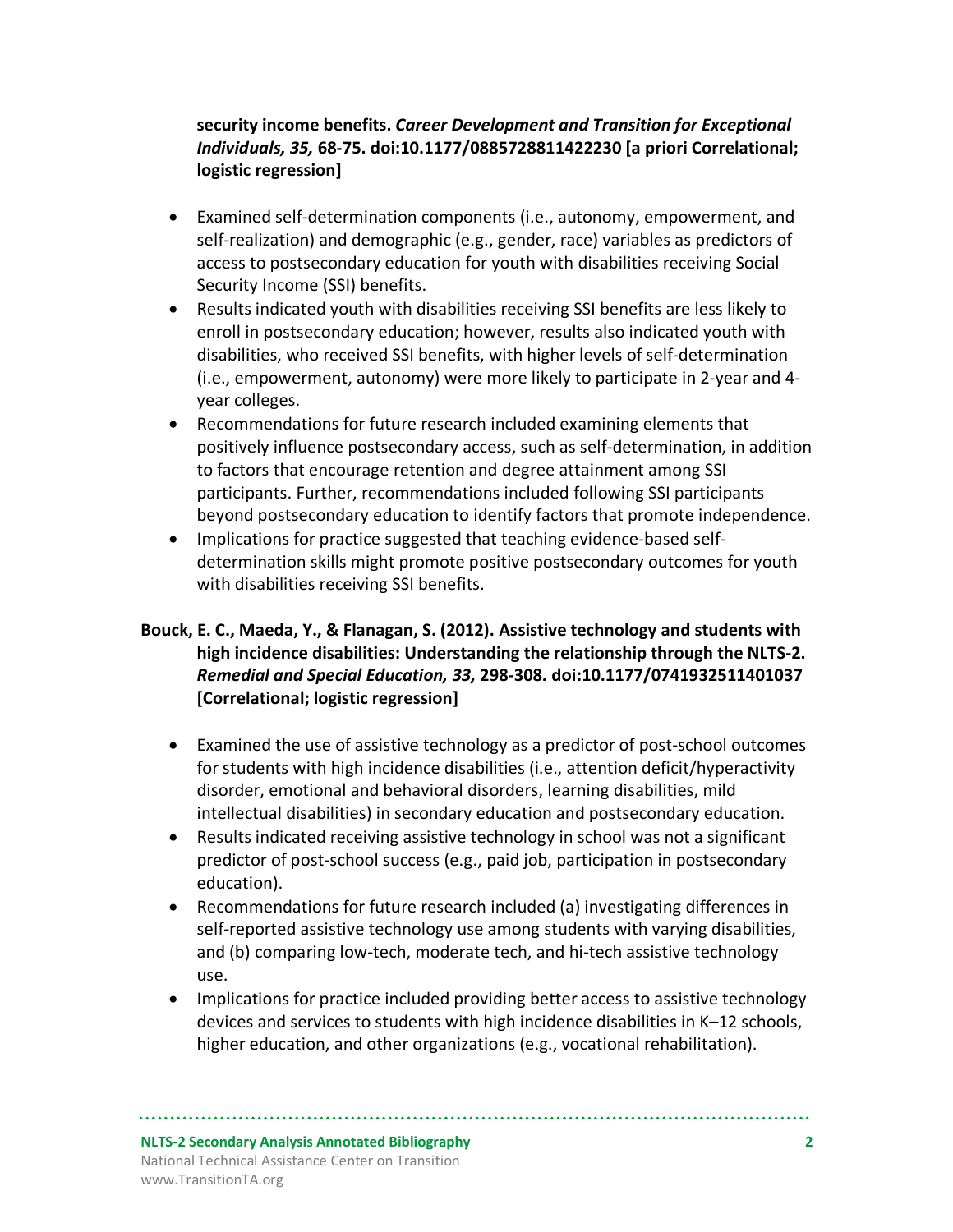**security income benefits. *Career Development and Transition for Exceptional Individuals, 35,* 68-75. doi:10.1177/0885728811422230 [a priori Correlational; logistic regression]**

- Examined self-determination components (i.e., autonomy, empowerment, and self-realization) and demographic (e.g., gender, race) variables as predictors of access to postsecondary education for youth with disabilities receiving Social Security Income (SSI) benefits.
- Results indicated youth with disabilities receiving SSI benefits are less likely to enroll in postsecondary education; however, results also indicated youth with disabilities, who received SSI benefits, with higher levels of self-determination (i.e., empowerment, autonomy) were more likely to participate in 2-year and 4-year colleges.
- Recommendations for future research included examining elements that positively influence postsecondary access, such as self-determination, in addition to factors that encourage retention and degree attainment among SSI participants. Further, recommendations included following SSI participants beyond postsecondary education to identify factors that promote independence.
- Implications for practice suggested that teaching evidence-based self-determination skills might promote positive postsecondary outcomes for youth with disabilities receiving SSI benefits.

**Bouck, E. C., Maeda, Y., & Flanagan, S. (2012). Assistive technology and students with high incidence disabilities: Understanding the relationship through the NLTS-2. *Remedial and Special Education, 33,* 298-308. doi:10.1177/0741932511401037 [Correlational; logistic regression]**

- Examined the use of assistive technology as a predictor of post-school outcomes for students with high incidence disabilities (i.e., attention deficit/hyperactivity disorder, emotional and behavioral disorders, learning disabilities, mild intellectual disabilities) in secondary education and postsecondary education.
- Results indicated receiving assistive technology in school was not a significant predictor of post-school success (e.g., paid job, participation in postsecondary education).
- Recommendations for future research included (a) investigating differences in self-reported assistive technology use among students with varying disabilities, and (b) comparing low-tech, moderate tech, and hi-tech assistive technology use.
- Implications for practice included providing better access to assistive technology devices and services to students with high incidence disabilities in K–12 schools, higher education, and other organizations (e.g., vocational rehabilitation).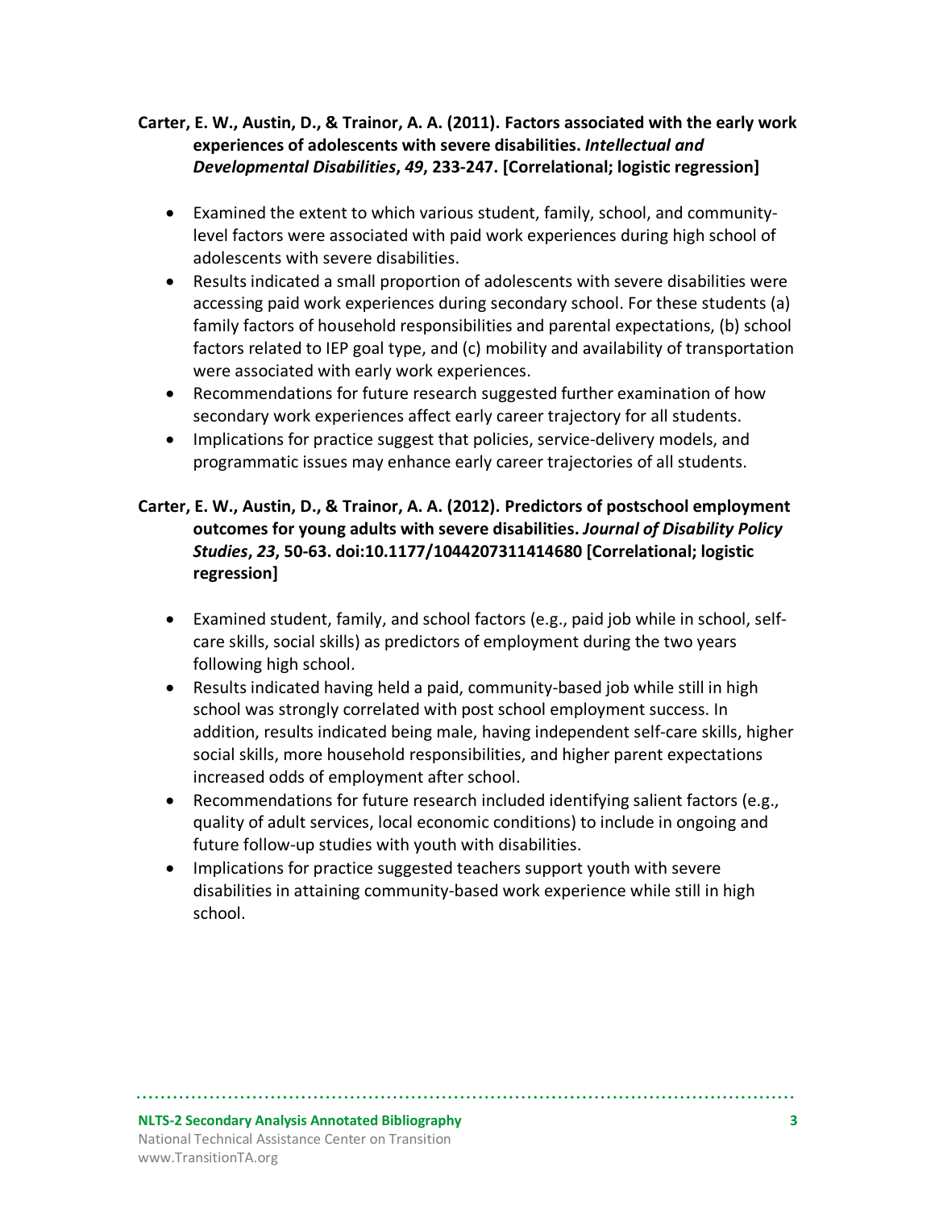**Carter, E. W., Austin, D., & Trainor, A. A. (2011). Factors associated with the early work experiences of adolescents with severe disabilities. *Intellectual and Developmental Disabilities*, *49*, 233-247. [Correlational; logistic regression]**

- Examined the extent to which various student, family, school, and community-level factors were associated with paid work experiences during high school of adolescents with severe disabilities.
- Results indicated a small proportion of adolescents with severe disabilities were accessing paid work experiences during secondary school. For these students (a) family factors of household responsibilities and parental expectations, (b) school factors related to IEP goal type, and (c) mobility and availability of transportation were associated with early work experiences.
- Recommendations for future research suggested further examination of how secondary work experiences affect early career trajectory for all students.
- Implications for practice suggest that policies, service-delivery models, and programmatic issues may enhance early career trajectories of all students.

**Carter, E. W., Austin, D., & Trainor, A. A. (2012). Predictors of postschool employment outcomes for young adults with severe disabilities. *Journal of Disability Policy Studies*, *23*, 50-63. doi:10.1177/1044207311414680 [Correlational; logistic regression]**

- Examined student, family, and school factors (e.g., paid job while in school, self-care skills, social skills) as predictors of employment during the two years following high school.
- Results indicated having held a paid, community-based job while still in high school was strongly correlated with post school employment success. In addition, results indicated being male, having independent self-care skills, higher social skills, more household responsibilities, and higher parent expectations increased odds of employment after school.
- Recommendations for future research included identifying salient factors (e.g., quality of adult services, local economic conditions) to include in ongoing and future follow-up studies with youth with disabilities.
- Implications for practice suggested teachers support youth with severe disabilities in attaining community-based work experience while still in high school.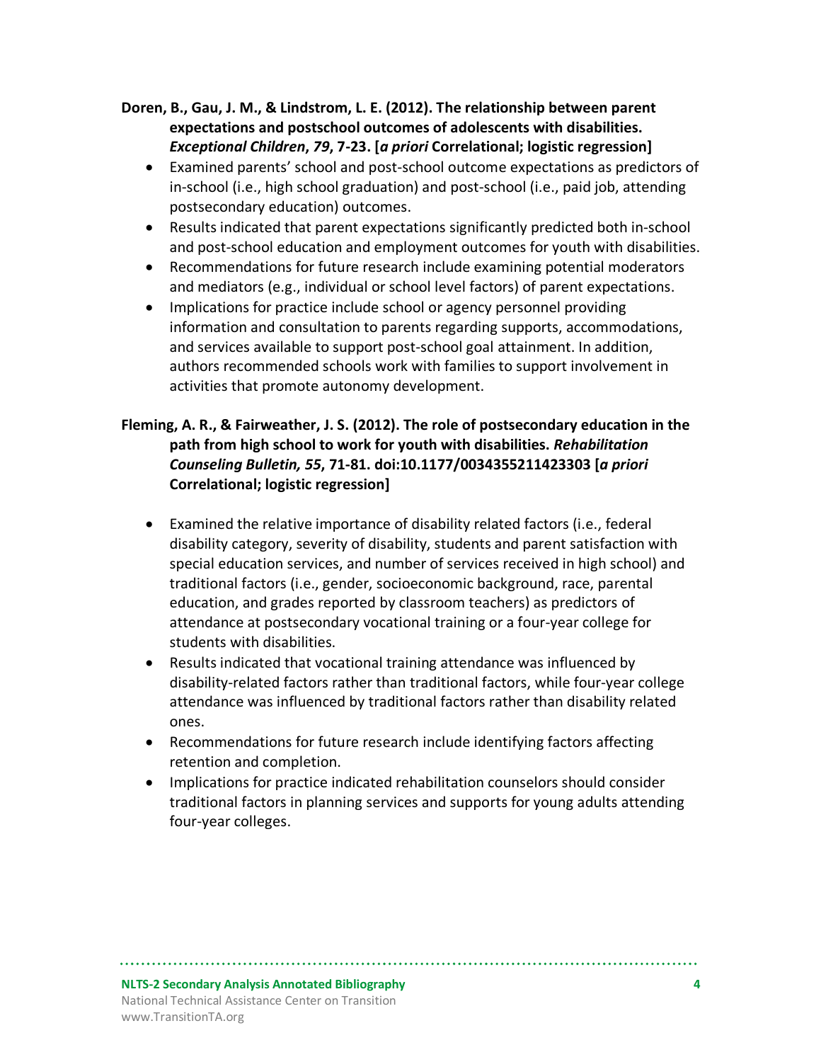**Doren, B., Gau, J. M., & Lindstrom, L. E. (2012). The relationship between parent expectations and postschool outcomes of adolescents with disabilities. *Exceptional Children*, *79*, 7-23. [*a priori* Correlational; logistic regression]**

- Examined parents' school and post-school outcome expectations as predictors of in-school (i.e., high school graduation) and post-school (i.e., paid job, attending postsecondary education) outcomes.
- Results indicated that parent expectations significantly predicted both in-school and post-school education and employment outcomes for youth with disabilities.
- Recommendations for future research include examining potential moderators and mediators (e.g., individual or school level factors) of parent expectations.
- Implications for practice include school or agency personnel providing information and consultation to parents regarding supports, accommodations, and services available to support post-school goal attainment. In addition, authors recommended schools work with families to support involvement in activities that promote autonomy development.

**Fleming, A. R., & Fairweather, J. S. (2012). The role of postsecondary education in the path from high school to work for youth with disabilities. *Rehabilitation Counseling Bulletin, 55*, 71-81. doi:10.1177/0034355211423303 [*a priori* Correlational; logistic regression]**

- Examined the relative importance of disability related factors (i.e., federal disability category, severity of disability, students and parent satisfaction with special education services, and number of services received in high school) and traditional factors (i.e., gender, socioeconomic background, race, parental education, and grades reported by classroom teachers) as predictors of attendance at postsecondary vocational training or a four-year college for students with disabilities.
- Results indicated that vocational training attendance was influenced by disability-related factors rather than traditional factors, while four-year college attendance was influenced by traditional factors rather than disability related ones.
- Recommendations for future research include identifying factors affecting retention and completion.
- Implications for practice indicated rehabilitation counselors should consider traditional factors in planning services and supports for young adults attending four-year colleges.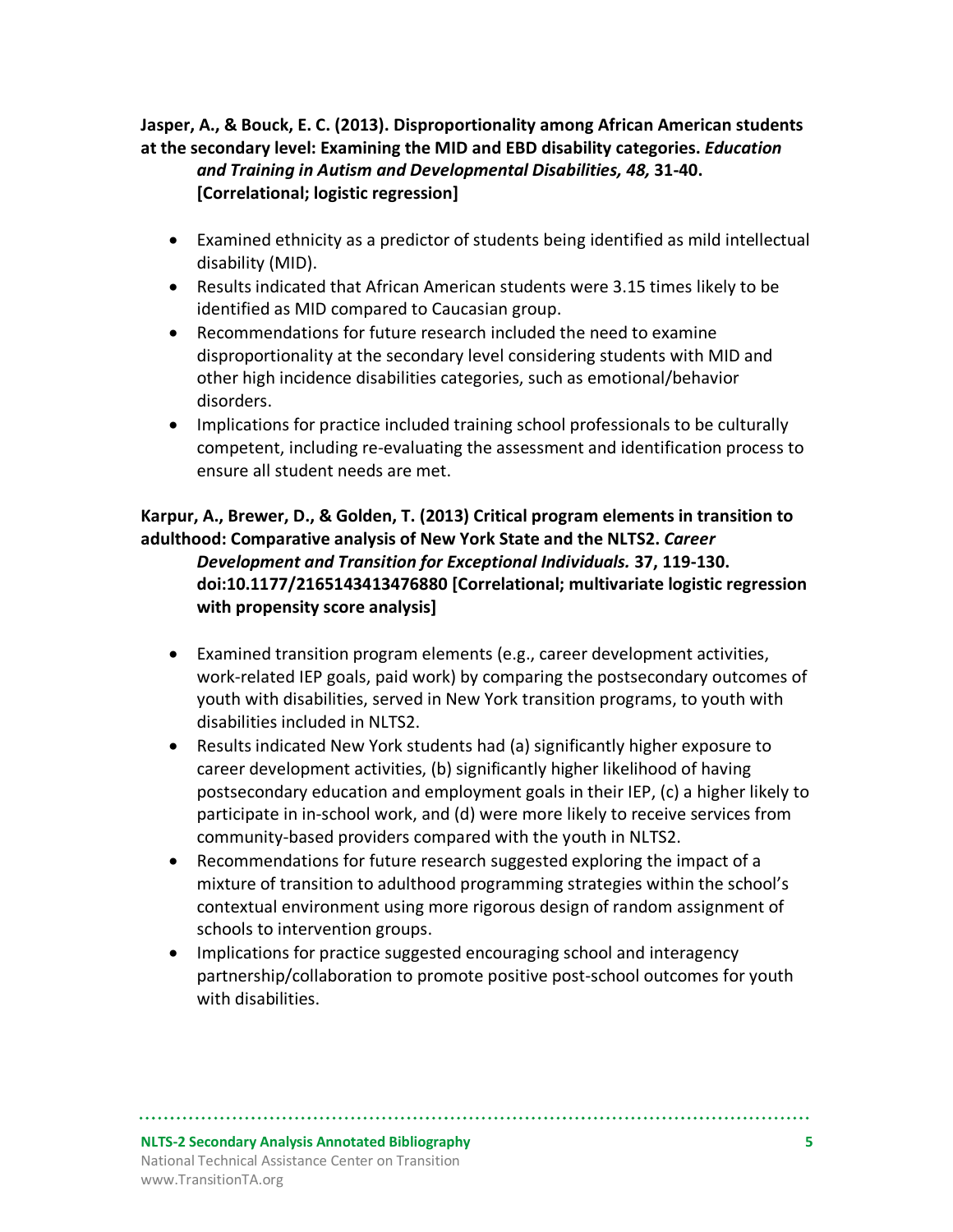**Jasper, A., & Bouck, E. C. (2013). Disproportionality among African American students at the secondary level: Examining the MID and EBD disability categories.** ***Education and Training in Autism and Developmental Disabilities, 48,*** **31-40. [Correlational; logistic regression]**

- Examined ethnicity as a predictor of students being identified as mild intellectual disability (MID).
- Results indicated that African American students were 3.15 times likely to be identified as MID compared to Caucasian group.
- Recommendations for future research included the need to examine disproportionality at the secondary level considering students with MID and other high incidence disabilities categories, such as emotional/behavior disorders.
- Implications for practice included training school professionals to be culturally competent, including re-evaluating the assessment and identification process to ensure all student needs are met.

**Karpur, A., Brewer, D., & Golden, T. (2013) Critical program elements in transition to adulthood: Comparative analysis of New York State and the NLTS2.** ***Career Development and Transition for Exceptional Individuals.*** **37, 119-130. doi:10.1177/2165143413476880 [Correlational; multivariate logistic regression with propensity score analysis]**

- Examined transition program elements (e.g., career development activities, work-related IEP goals, paid work) by comparing the postsecondary outcomes of youth with disabilities, served in New York transition programs, to youth with disabilities included in NLTS2.
- Results indicated New York students had (a) significantly higher exposure to career development activities, (b) significantly higher likelihood of having postsecondary education and employment goals in their IEP, (c) a higher likely to participate in in-school work, and (d) were more likely to receive services from community-based providers compared with the youth in NLTS2.
- Recommendations for future research suggested exploring the impact of a mixture of transition to adulthood programming strategies within the school's contextual environment using more rigorous design of random assignment of schools to intervention groups.
- Implications for practice suggested encouraging school and interagency partnership/collaboration to promote positive post-school outcomes for youth with disabilities.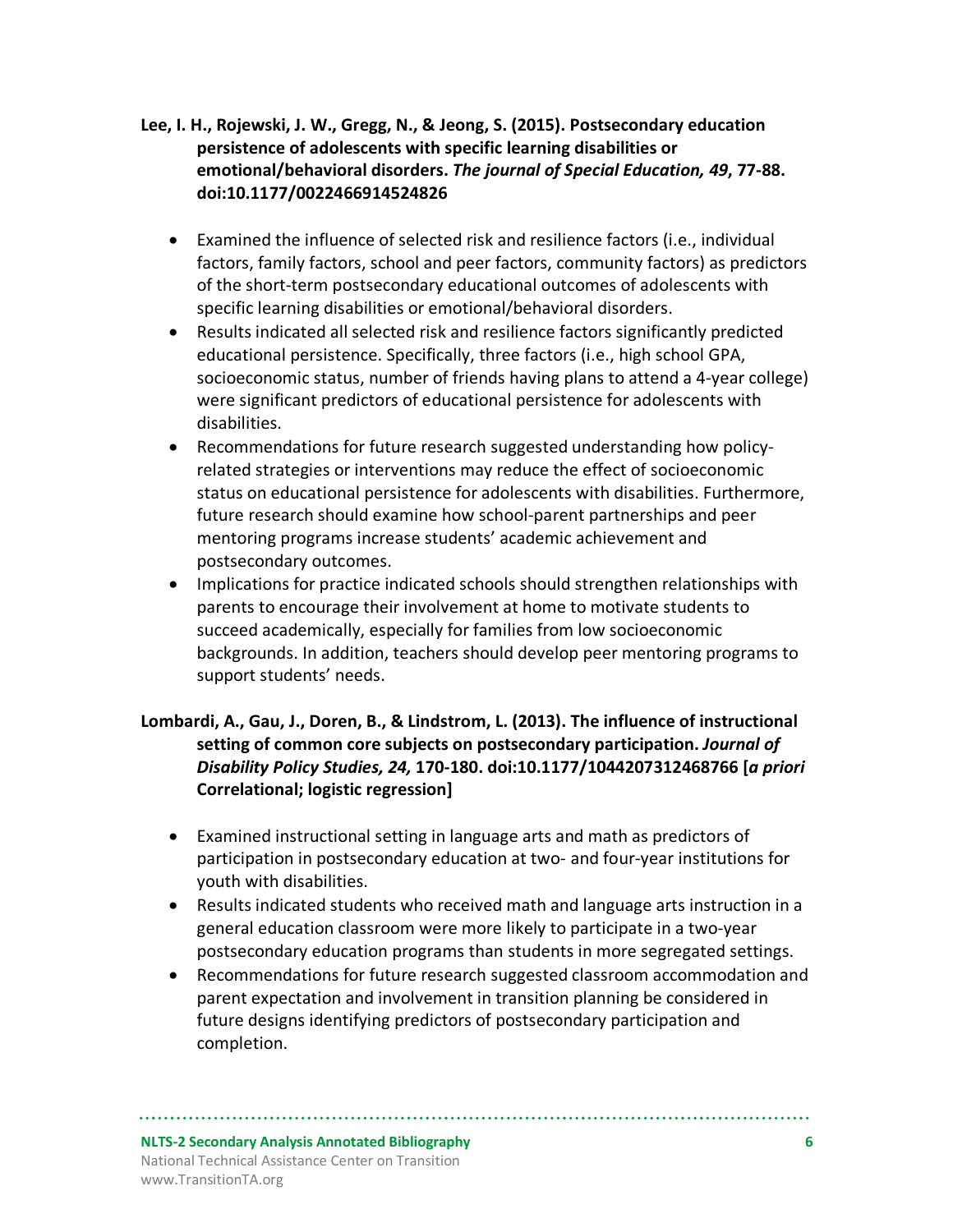**Lee, I. H., Rojewski, J. W., Gregg, N., & Jeong, S. (2015). Postsecondary education persistence of adolescents with specific learning disabilities or emotional/behavioral disorders. *The journal of Special Education, 49*, 77-88. doi:10.1177/0022466914524826**

- Examined the influence of selected risk and resilience factors (i.e., individual factors, family factors, school and peer factors, community factors) as predictors of the short-term postsecondary educational outcomes of adolescents with specific learning disabilities or emotional/behavioral disorders.
- Results indicated all selected risk and resilience factors significantly predicted educational persistence. Specifically, three factors (i.e., high school GPA, socioeconomic status, number of friends having plans to attend a 4-year college) were significant predictors of educational persistence for adolescents with disabilities.
- Recommendations for future research suggested understanding how policy-related strategies or interventions may reduce the effect of socioeconomic status on educational persistence for adolescents with disabilities. Furthermore, future research should examine how school-parent partnerships and peer mentoring programs increase students' academic achievement and postsecondary outcomes.
- Implications for practice indicated schools should strengthen relationships with parents to encourage their involvement at home to motivate students to succeed academically, especially for families from low socioeconomic backgrounds. In addition, teachers should develop peer mentoring programs to support students' needs.

**Lombardi, A., Gau, J., Doren, B., & Lindstrom, L. (2013). The influence of instructional setting of common core subjects on postsecondary participation. *Journal of Disability Policy Studies, 24,* 170-180. doi:10.1177/1044207312468766 [*a priori* Correlational; logistic regression]**

- Examined instructional setting in language arts and math as predictors of participation in postsecondary education at two- and four-year institutions for youth with disabilities.
- Results indicated students who received math and language arts instruction in a general education classroom were more likely to participate in a two-year postsecondary education programs than students in more segregated settings.
- Recommendations for future research suggested classroom accommodation and parent expectation and involvement in transition planning be considered in future designs identifying predictors of postsecondary participation and completion.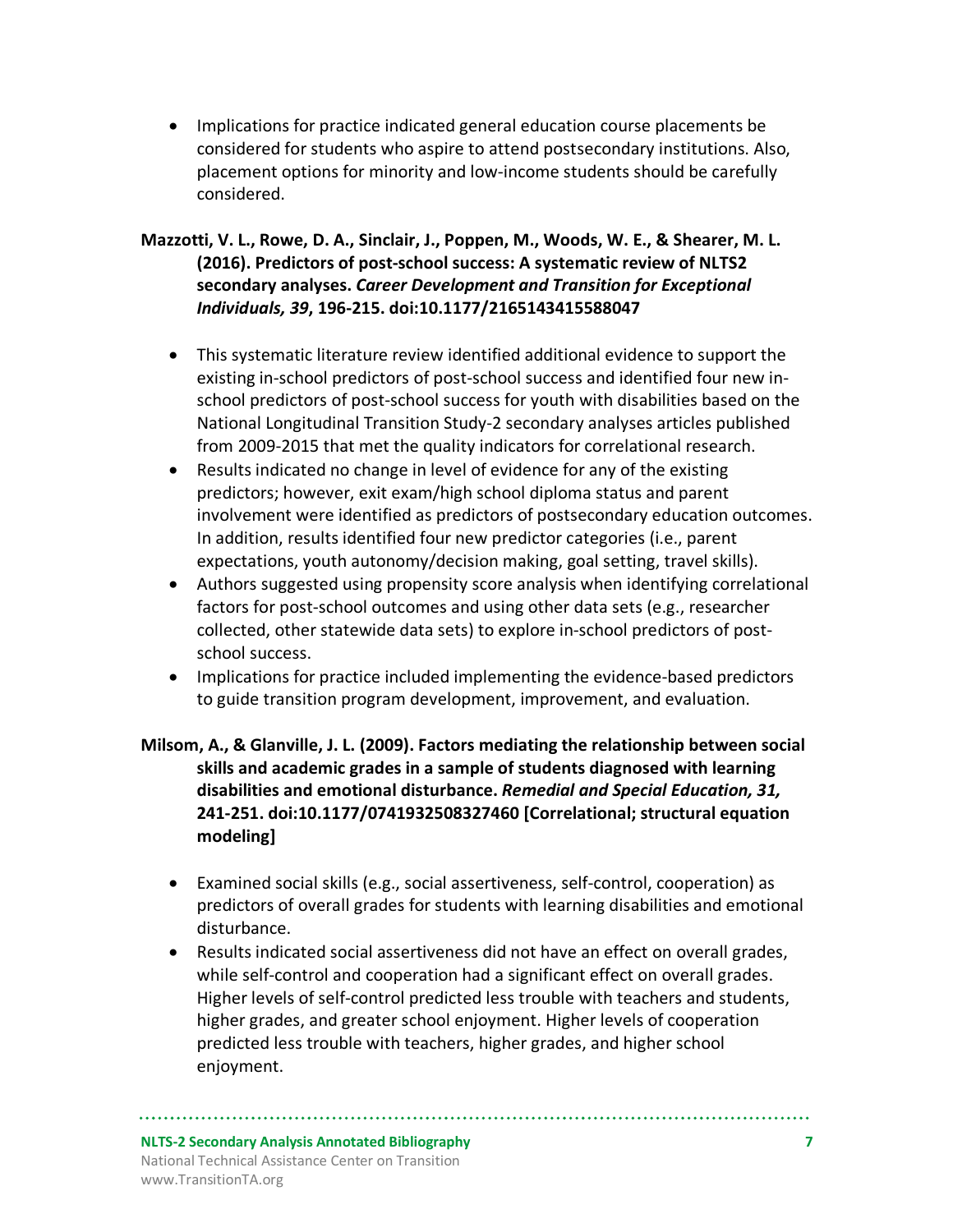- Implications for practice indicated general education course placements be considered for students who aspire to attend postsecondary institutions. Also, placement options for minority and low-income students should be carefully considered.

**Mazzotti, V. L., Rowe, D. A., Sinclair, J., Poppen, M., Woods, W. E., & Shearer, M. L. (2016). Predictors of post-school success: A systematic review of NLTS2 secondary analyses. *Career Development and Transition for Exceptional Individuals, 39*, 196-215. doi:10.1177/2165143415588047**

- This systematic literature review identified additional evidence to support the existing in-school predictors of post-school success and identified four new in-school predictors of post-school success for youth with disabilities based on the National Longitudinal Transition Study-2 secondary analyses articles published from 2009-2015 that met the quality indicators for correlational research.
- Results indicated no change in level of evidence for any of the existing predictors; however, exit exam/high school diploma status and parent involvement were identified as predictors of postsecondary education outcomes. In addition, results identified four new predictor categories (i.e., parent expectations, youth autonomy/decision making, goal setting, travel skills).
- Authors suggested using propensity score analysis when identifying correlational factors for post-school outcomes and using other data sets (e.g., researcher collected, other statewide data sets) to explore in-school predictors of post-school success.
- Implications for practice included implementing the evidence-based predictors to guide transition program development, improvement, and evaluation.

**Milsom, A., & Glanville, J. L. (2009). Factors mediating the relationship between social skills and academic grades in a sample of students diagnosed with learning disabilities and emotional disturbance. *Remedial and Special Education, 31,* 241-251. doi:10.1177/0741932508327460 [Correlational; structural equation modeling]**

- Examined social skills (e.g., social assertiveness, self-control, cooperation) as predictors of overall grades for students with learning disabilities and emotional disturbance.
- Results indicated social assertiveness did not have an effect on overall grades, while self-control and cooperation had a significant effect on overall grades. Higher levels of self-control predicted less trouble with teachers and students, higher grades, and greater school enjoyment. Higher levels of cooperation predicted less trouble with teachers, higher grades, and higher school enjoyment.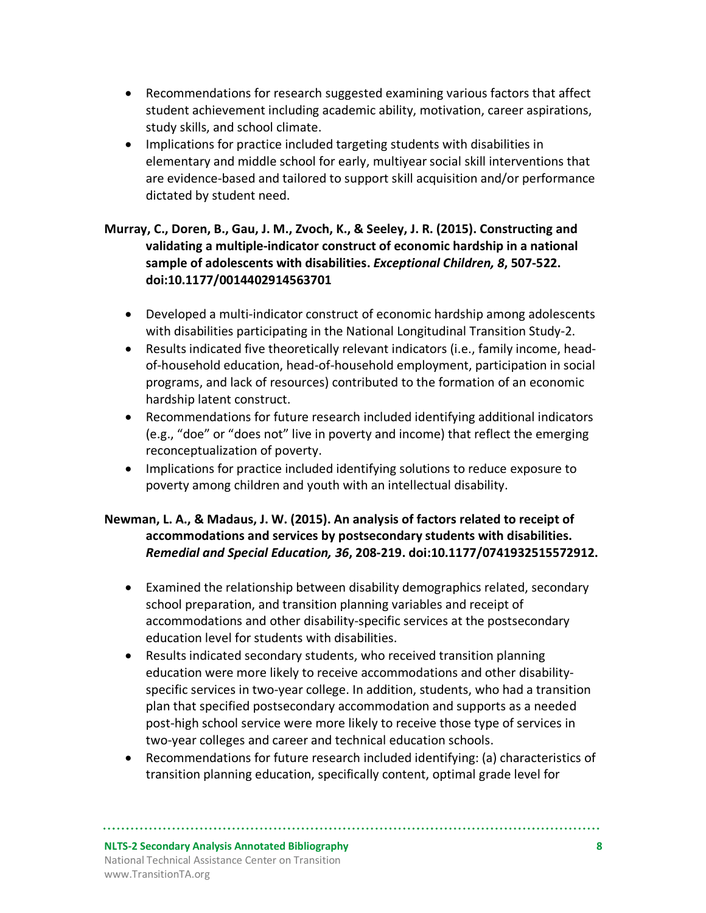- Recommendations for research suggested examining various factors that affect student achievement including academic ability, motivation, career aspirations, study skills, and school climate.
- Implications for practice included targeting students with disabilities in elementary and middle school for early, multiyear social skill interventions that are evidence-based and tailored to support skill acquisition and/or performance dictated by student need.

**Murray, C., Doren, B., Gau, J. M., Zvoch, K., & Seeley, J. R. (2015). Constructing and validating a multiple-indicator construct of economic hardship in a national sample of adolescents with disabilities. *Exceptional Children, 8*, 507-522. doi:10.1177/0014402914563701**

- Developed a multi-indicator construct of economic hardship among adolescents with disabilities participating in the National Longitudinal Transition Study-2.
- Results indicated five theoretically relevant indicators (i.e., family income, head-of-household education, head-of-household employment, participation in social programs, and lack of resources) contributed to the formation of an economic hardship latent construct.
- Recommendations for future research included identifying additional indicators (e.g., "doe" or "does not" live in poverty and income) that reflect the emerging reconceptualization of poverty.
- Implications for practice included identifying solutions to reduce exposure to poverty among children and youth with an intellectual disability.

**Newman, L. A., & Madaus, J. W. (2015). An analysis of factors related to receipt of accommodations and services by postsecondary students with disabilities. *Remedial and Special Education, 36*, 208-219. doi:10.1177/0741932515572912.**

- Examined the relationship between disability demographics related, secondary school preparation, and transition planning variables and receipt of accommodations and other disability-specific services at the postsecondary education level for students with disabilities.
- Results indicated secondary students, who received transition planning education were more likely to receive accommodations and other disability-specific services in two-year college. In addition, students, who had a transition plan that specified postsecondary accommodation and supports as a needed post-high school service were more likely to receive those type of services in two-year colleges and career and technical education schools.
- Recommendations for future research included identifying: (a) characteristics of transition planning education, specifically content, optimal grade level for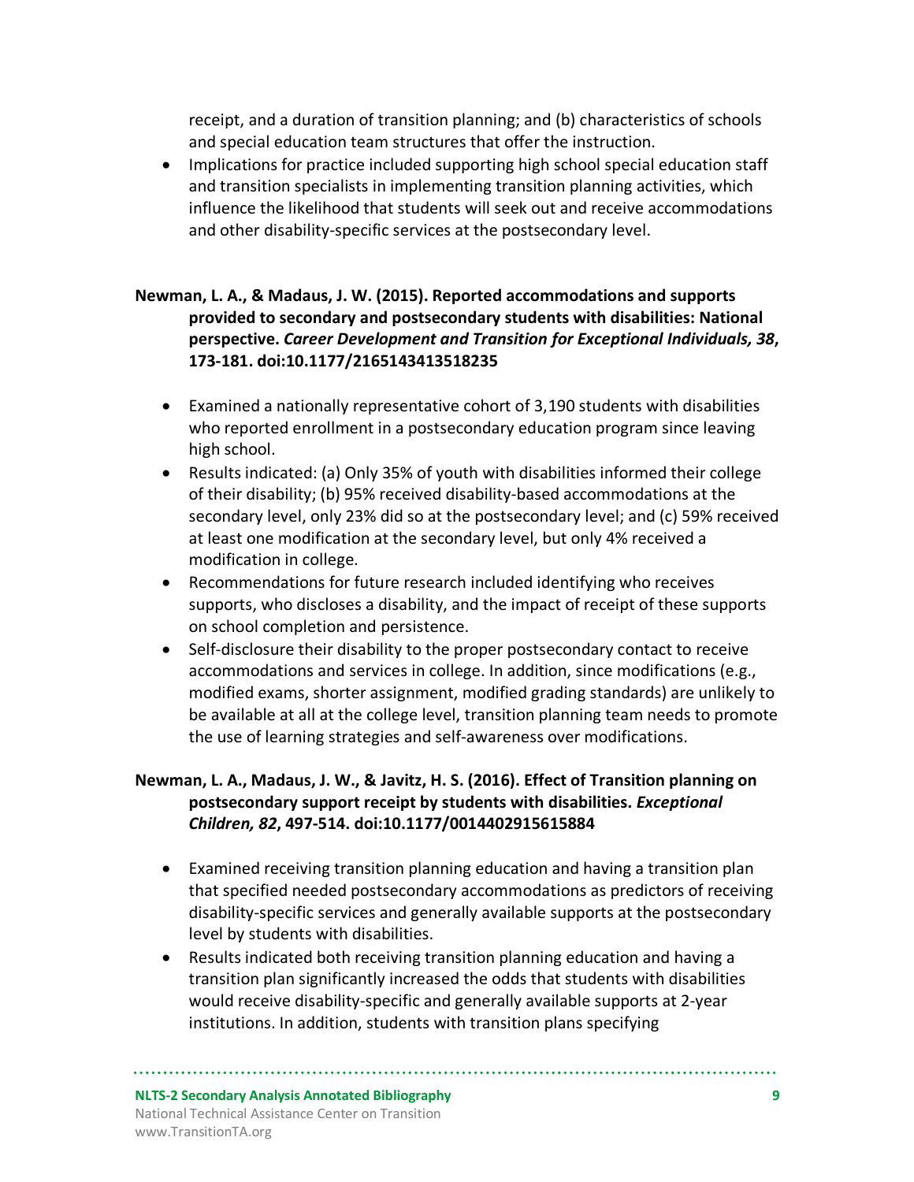receipt, and a duration of transition planning; and (b) characteristics of schools and special education team structures that offer the instruction.
- Implications for practice included supporting high school special education staff and transition specialists in implementing transition planning activities, which influence the likelihood that students will seek out and receive accommodations and other disability-specific services at the postsecondary level.

**Newman, L. A., & Madaus, J. W. (2015). Reported accommodations and supports provided to secondary and postsecondary students with disabilities: National perspective. *Career Development and Transition for Exceptional Individuals, 38*, 173-181. doi:10.1177/2165143413518235**

- Examined a nationally representative cohort of 3,190 students with disabilities who reported enrollment in a postsecondary education program since leaving high school.
- Results indicated: (a) Only 35% of youth with disabilities informed their college of their disability; (b) 95% received disability-based accommodations at the secondary level, only 23% did so at the postsecondary level; and (c) 59% received at least one modification at the secondary level, but only 4% received a modification in college.
- Recommendations for future research included identifying who receives supports, who discloses a disability, and the impact of receipt of these supports on school completion and persistence.
- Self-disclosure their disability to the proper postsecondary contact to receive accommodations and services in college. In addition, since modifications (e.g., modified exams, shorter assignment, modified grading standards) are unlikely to be available at all at the college level, transition planning team needs to promote the use of learning strategies and self-awareness over modifications.

**Newman, L. A., Madaus, J. W., & Javitz, H. S. (2016). Effect of Transition planning on postsecondary support receipt by students with disabilities. *Exceptional Children, 82*, 497-514. doi:10.1177/0014402915615884**

- Examined receiving transition planning education and having a transition plan that specified needed postsecondary accommodations as predictors of receiving disability-specific services and generally available supports at the postsecondary level by students with disabilities.
- Results indicated both receiving transition planning education and having a transition plan significantly increased the odds that students with disabilities would receive disability-specific and generally available supports at 2-year institutions. In addition, students with transition plans specifying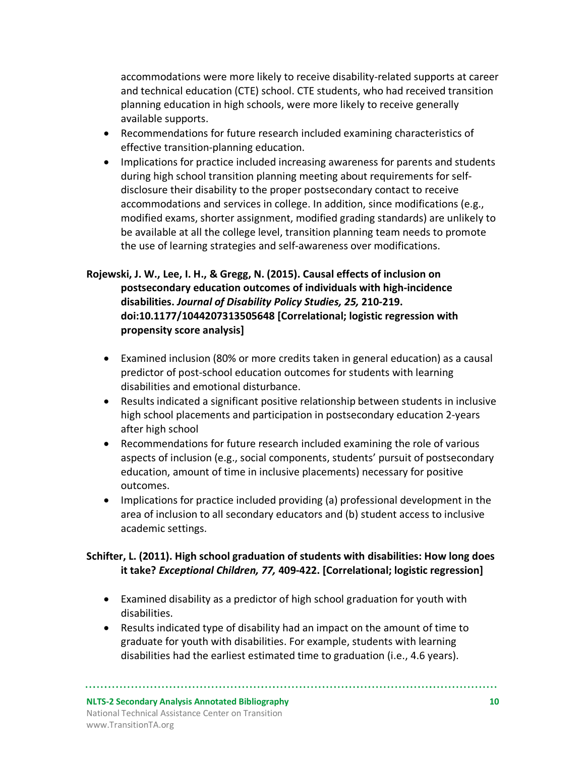accommodations were more likely to receive disability-related supports at career and technical education (CTE) school. CTE students, who had received transition planning education in high schools, were more likely to receive generally available supports.

- Recommendations for future research included examining characteristics of effective transition-planning education.
- Implications for practice included increasing awareness for parents and students during high school transition planning meeting about requirements for self-disclosure their disability to the proper postsecondary contact to receive accommodations and services in college. In addition, since modifications (e.g., modified exams, shorter assignment, modified grading standards) are unlikely to be available at all the college level, transition planning team needs to promote the use of learning strategies and self-awareness over modifications.

**Rojewski, J. W., Lee, I. H., & Gregg, N. (2015). Causal effects of inclusion on postsecondary education outcomes of individuals with high-incidence disabilities. *Journal of Disability Policy Studies, 25,* 210-219. doi:10.1177/1044207313505648 [Correlational; logistic regression with propensity score analysis]**

- Examined inclusion (80% or more credits taken in general education) as a causal predictor of post-school education outcomes for students with learning disabilities and emotional disturbance.
- Results indicated a significant positive relationship between students in inclusive high school placements and participation in postsecondary education 2-years after high school
- Recommendations for future research included examining the role of various aspects of inclusion (e.g., social components, students' pursuit of postsecondary education, amount of time in inclusive placements) necessary for positive outcomes.
- Implications for practice included providing (a) professional development in the area of inclusion to all secondary educators and (b) student access to inclusive academic settings.

**Schifter, L. (2011). High school graduation of students with disabilities: How long does it take? *Exceptional Children, 77,* 409-422. [Correlational; logistic regression]**

- Examined disability as a predictor of high school graduation for youth with disabilities.
- Results indicated type of disability had an impact on the amount of time to graduate for youth with disabilities. For example, students with learning disabilities had the earliest estimated time to graduation (i.e., 4.6 years).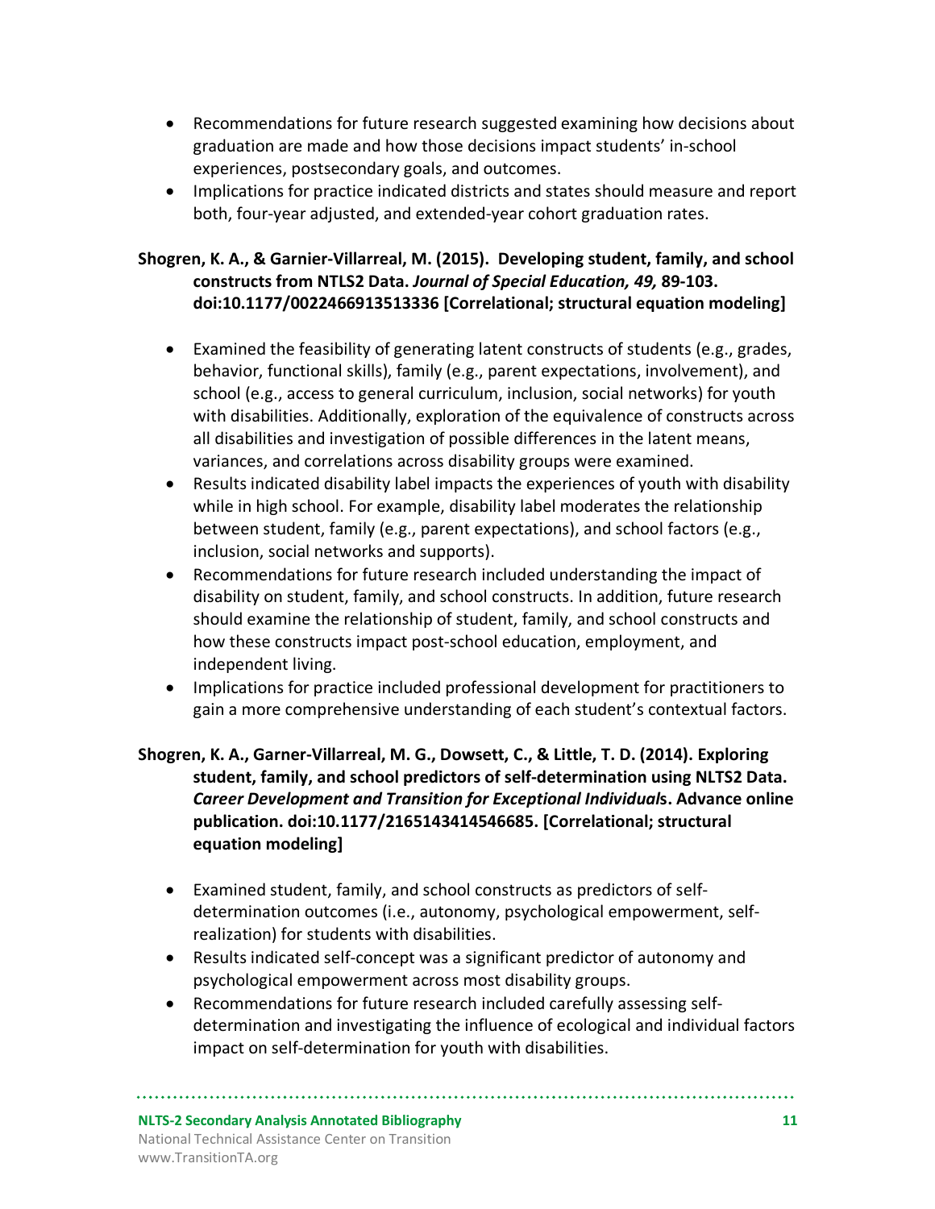- Recommendations for future research suggested examining how decisions about graduation are made and how those decisions impact students' in-school experiences, postsecondary goals, and outcomes.
- Implications for practice indicated districts and states should measure and report both, four-year adjusted, and extended-year cohort graduation rates.

**Shogren, K. A., & Garnier-Villarreal, M. (2015). Developing student, family, and school constructs from NTLS2 Data. *Journal of Special Education, 49,* 89-103. doi:10.1177/0022466913513336 [Correlational; structural equation modeling]**

- Examined the feasibility of generating latent constructs of students (e.g., grades, behavior, functional skills), family (e.g., parent expectations, involvement), and school (e.g., access to general curriculum, inclusion, social networks) for youth with disabilities. Additionally, exploration of the equivalence of constructs across all disabilities and investigation of possible differences in the latent means, variances, and correlations across disability groups were examined.
- Results indicated disability label impacts the experiences of youth with disability while in high school. For example, disability label moderates the relationship between student, family (e.g., parent expectations), and school factors (e.g., inclusion, social networks and supports).
- Recommendations for future research included understanding the impact of disability on student, family, and school constructs. In addition, future research should examine the relationship of student, family, and school constructs and how these constructs impact post-school education, employment, and independent living.
- Implications for practice included professional development for practitioners to gain a more comprehensive understanding of each student's contextual factors.

**Shogren, K. A., Garner-Villarreal, M. G., Dowsett, C., & Little, T. D. (2014). Exploring student, family, and school predictors of self-determination using NLTS2 Data. *Career Development and Transition for Exceptional Individual*s. Advance online publication. doi:10.1177/2165143414546685. [Correlational; structural equation modeling]**

- Examined student, family, and school constructs as predictors of self-determination outcomes (i.e., autonomy, psychological empowerment, self-realization) for students with disabilities.
- Results indicated self-concept was a significant predictor of autonomy and psychological empowerment across most disability groups.
- Recommendations for future research included carefully assessing self-determination and investigating the influence of ecological and individual factors impact on self-determination for youth with disabilities.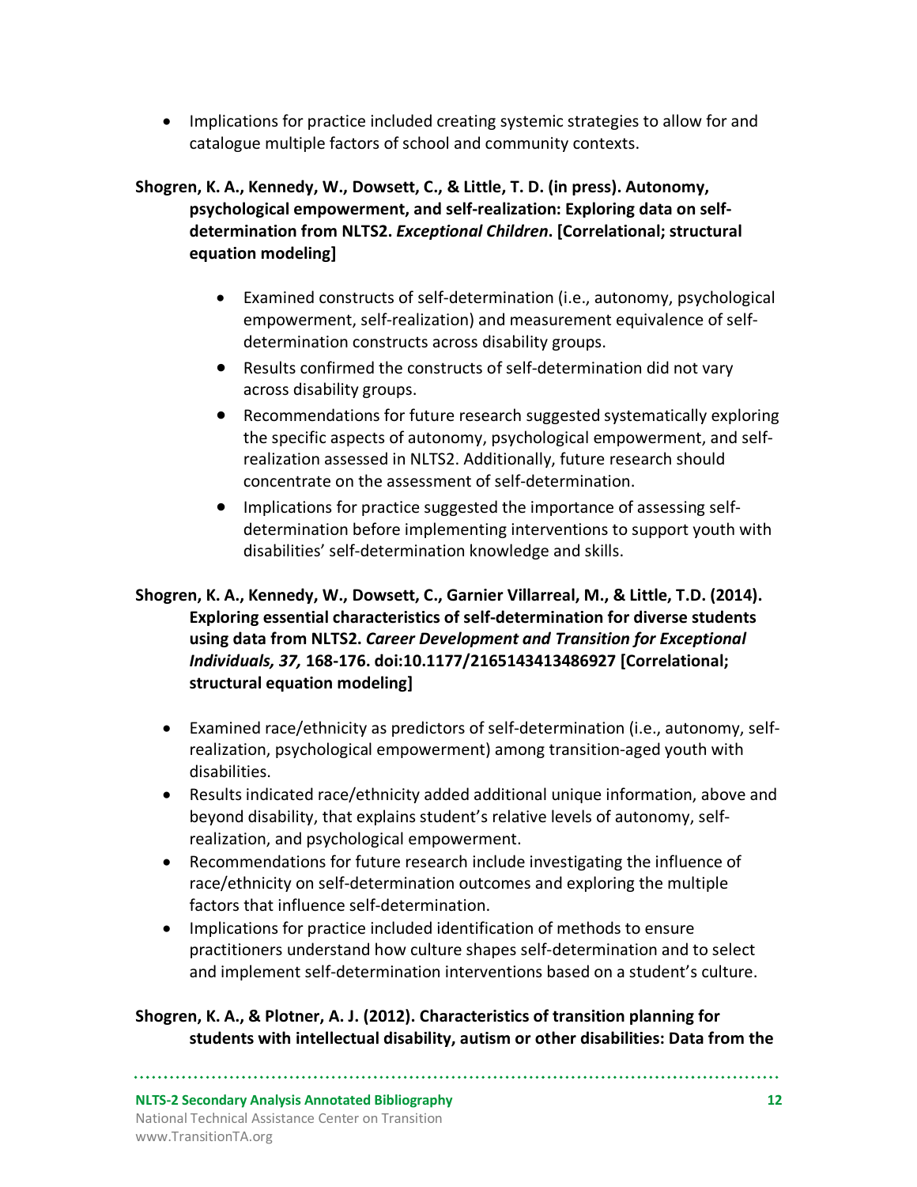- Implications for practice included creating systemic strategies to allow for and catalogue multiple factors of school and community contexts.

**Shogren, K. A., Kennedy, W., Dowsett, C., & Little, T. D. (in press). Autonomy, psychological empowerment, and self-realization: Exploring data on self-determination from NLTS2. *Exceptional Children*. [Correlational; structural equation modeling]**

- Examined constructs of self-determination (i.e., autonomy, psychological empowerment, self-realization) and measurement equivalence of self-determination constructs across disability groups.
- Results confirmed the constructs of self-determination did not vary across disability groups.
- Recommendations for future research suggested systematically exploring the specific aspects of autonomy, psychological empowerment, and self-realization assessed in NLTS2. Additionally, future research should concentrate on the assessment of self-determination.
- Implications for practice suggested the importance of assessing self-determination before implementing interventions to support youth with disabilities' self-determination knowledge and skills.

**Shogren, K. A., Kennedy, W., Dowsett, C., Garnier Villarreal, M., & Little, T.D. (2014). Exploring essential characteristics of self-determination for diverse students using data from NLTS2. *Career Development and Transition for Exceptional Individuals, 37,* 168-176. doi:10.1177/2165143413486927 [Correlational; structural equation modeling]**

- Examined race/ethnicity as predictors of self-determination (i.e., autonomy, self-realization, psychological empowerment) among transition-aged youth with disabilities.
- Results indicated race/ethnicity added additional unique information, above and beyond disability, that explains student's relative levels of autonomy, self-realization, and psychological empowerment.
- Recommendations for future research include investigating the influence of race/ethnicity on self-determination outcomes and exploring the multiple factors that influence self-determination.
- Implications for practice included identification of methods to ensure practitioners understand how culture shapes self-determination and to select and implement self-determination interventions based on a student's culture.

**Shogren, K. A., & Plotner, A. J. (2012). Characteristics of transition planning for students with intellectual disability, autism or other disabilities: Data from the**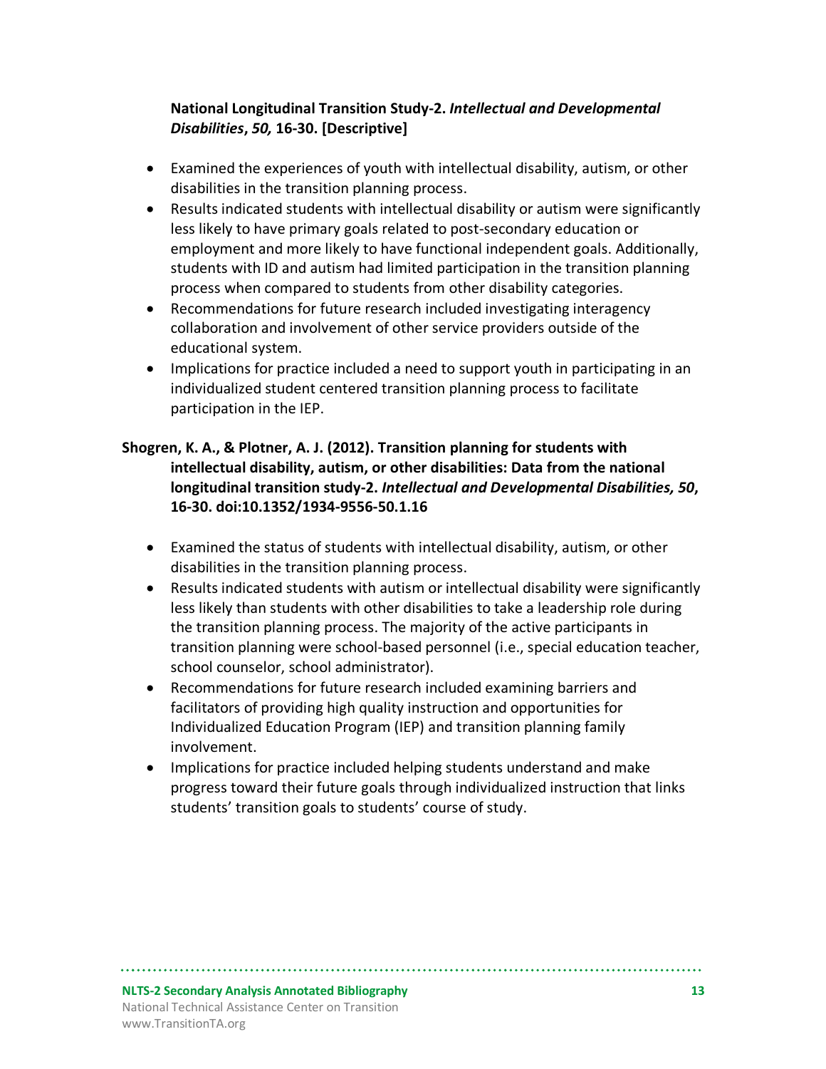**National Longitudinal Transition Study-2. *Intellectual and Developmental Disabilities*, *50,* 16-30. [Descriptive]**

- Examined the experiences of youth with intellectual disability, autism, or other disabilities in the transition planning process.
- Results indicated students with intellectual disability or autism were significantly less likely to have primary goals related to post-secondary education or employment and more likely to have functional independent goals. Additionally, students with ID and autism had limited participation in the transition planning process when compared to students from other disability categories.
- Recommendations for future research included investigating interagency collaboration and involvement of other service providers outside of the educational system.
- Implications for practice included a need to support youth in participating in an individualized student centered transition planning process to facilitate participation in the IEP.

**Shogren, K. A., & Plotner, A. J. (2012). Transition planning for students with intellectual disability, autism, or other disabilities: Data from the national longitudinal transition study-2. *Intellectual and Developmental Disabilities, 50*, 16-30. doi:10.1352/1934-9556-50.1.16**

- Examined the status of students with intellectual disability, autism, or other disabilities in the transition planning process.
- Results indicated students with autism or intellectual disability were significantly less likely than students with other disabilities to take a leadership role during the transition planning process. The majority of the active participants in transition planning were school-based personnel (i.e., special education teacher, school counselor, school administrator).
- Recommendations for future research included examining barriers and facilitators of providing high quality instruction and opportunities for Individualized Education Program (IEP) and transition planning family involvement.
- Implications for practice included helping students understand and make progress toward their future goals through individualized instruction that links students' transition goals to students' course of study.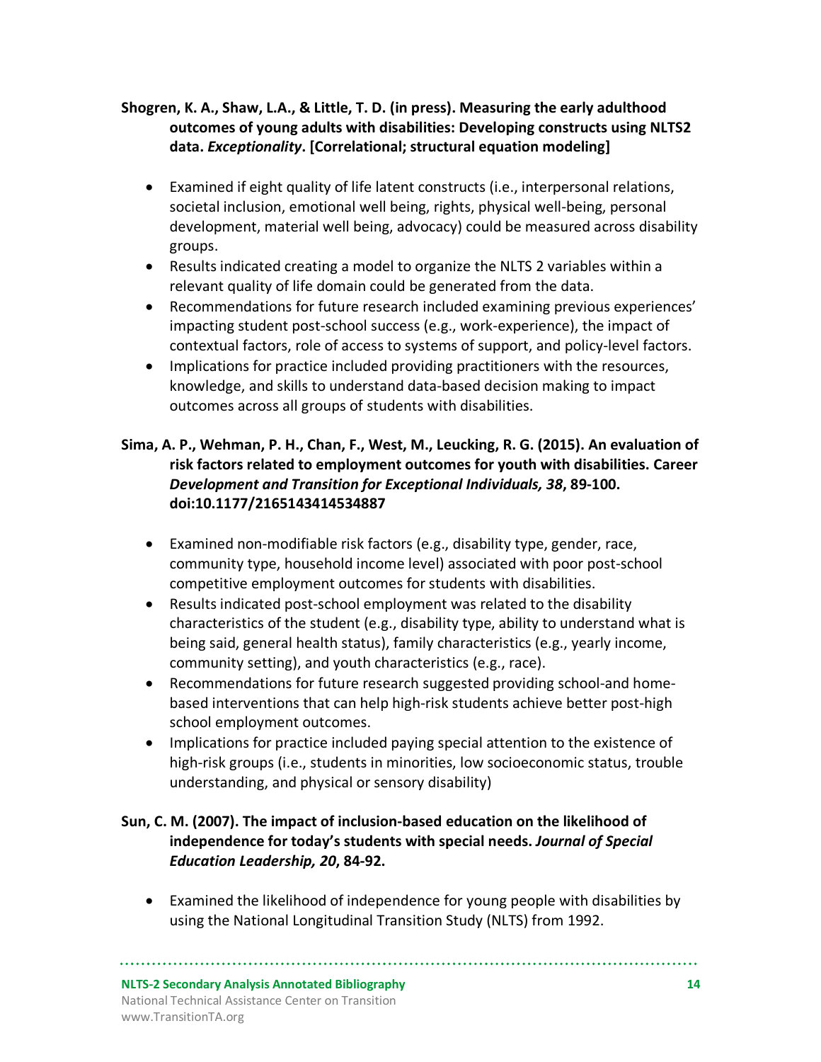**Shogren, K. A., Shaw, L.A., & Little, T. D. (in press). Measuring the early adulthood outcomes of young adults with disabilities: Developing constructs using NLTS2 data. *Exceptionality*. [Correlational; structural equation modeling]**

- Examined if eight quality of life latent constructs (i.e., interpersonal relations, societal inclusion, emotional well being, rights, physical well-being, personal development, material well being, advocacy) could be measured across disability groups.
- Results indicated creating a model to organize the NLTS 2 variables within a relevant quality of life domain could be generated from the data.
- Recommendations for future research included examining previous experiences' impacting student post-school success (e.g., work-experience), the impact of contextual factors, role of access to systems of support, and policy-level factors.
- Implications for practice included providing practitioners with the resources, knowledge, and skills to understand data-based decision making to impact outcomes across all groups of students with disabilities.

**Sima, A. P., Wehman, P. H., Chan, F., West, M., Leucking, R. G. (2015). An evaluation of risk factors related to employment outcomes for youth with disabilities. Career *Development and Transition for Exceptional Individuals, 38*, 89-100. doi:10.1177/2165143414534887**

- Examined non-modifiable risk factors (e.g., disability type, gender, race, community type, household income level) associated with poor post-school competitive employment outcomes for students with disabilities.
- Results indicated post-school employment was related to the disability characteristics of the student (e.g., disability type, ability to understand what is being said, general health status), family characteristics (e.g., yearly income, community setting), and youth characteristics (e.g., race).
- Recommendations for future research suggested providing school-and home-based interventions that can help high-risk students achieve better post-high school employment outcomes.
- Implications for practice included paying special attention to the existence of high-risk groups (i.e., students in minorities, low socioeconomic status, trouble understanding, and physical or sensory disability)

**Sun, C. M. (2007). The impact of inclusion-based education on the likelihood of independence for today's students with special needs. *Journal of Special Education Leadership, 20*, 84-92.**

- Examined the likelihood of independence for young people with disabilities by using the National Longitudinal Transition Study (NLTS) from 1992.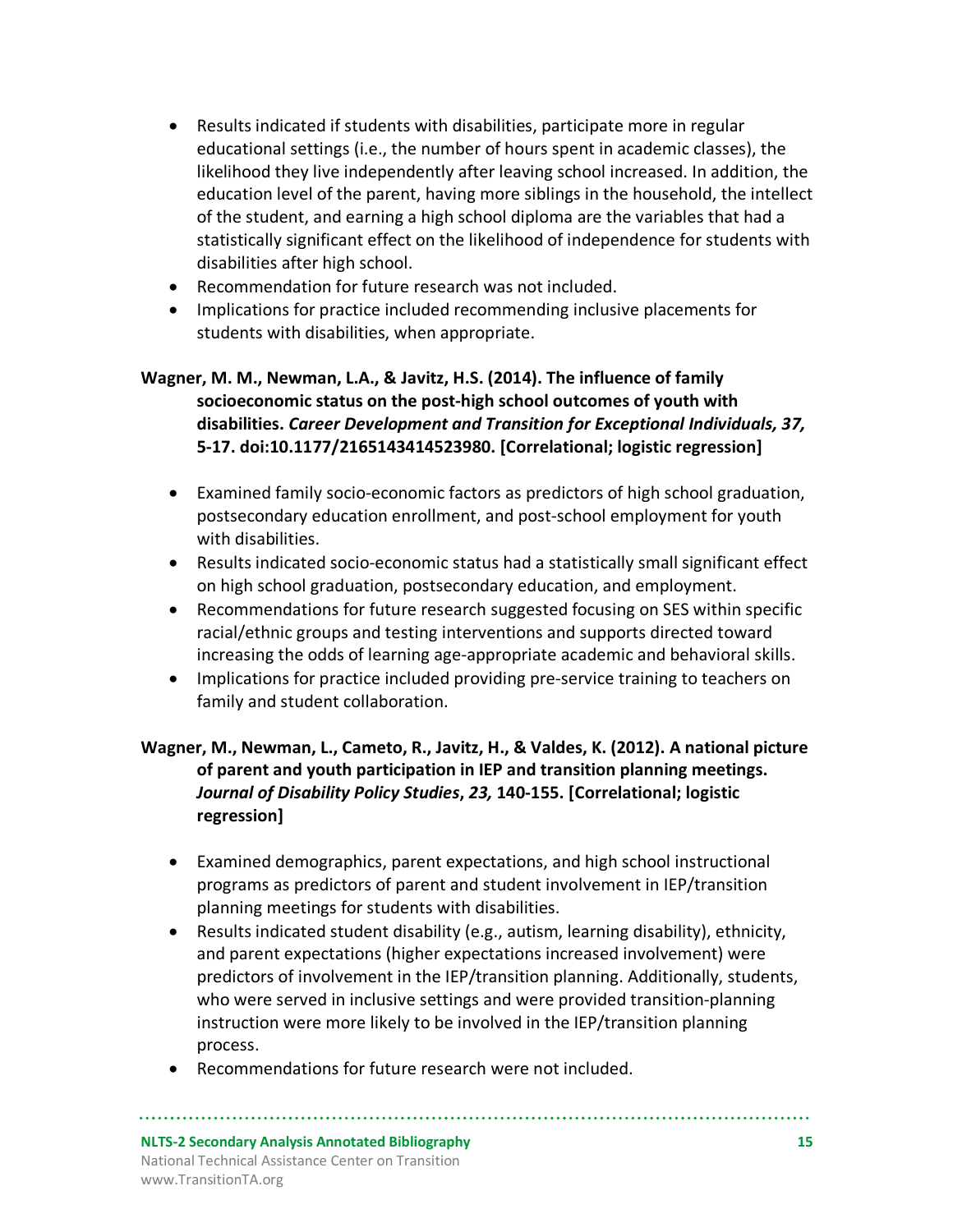- Results indicated if students with disabilities, participate more in regular educational settings (i.e., the number of hours spent in academic classes), the likelihood they live independently after leaving school increased. In addition, the education level of the parent, having more siblings in the household, the intellect of the student, and earning a high school diploma are the variables that had a statistically significant effect on the likelihood of independence for students with disabilities after high school.
- Recommendation for future research was not included.
- Implications for practice included recommending inclusive placements for students with disabilities, when appropriate.

**Wagner, M. M., Newman, L.A., & Javitz, H.S. (2014). The influence of family socioeconomic status on the post-high school outcomes of youth with disabilities. *Career Development and Transition for Exceptional Individuals, 37,* 5-17. doi:10.1177/2165143414523980. [Correlational; logistic regression]**

- Examined family socio-economic factors as predictors of high school graduation, postsecondary education enrollment, and post-school employment for youth with disabilities.
- Results indicated socio-economic status had a statistically small significant effect on high school graduation, postsecondary education, and employment.
- Recommendations for future research suggested focusing on SES within specific racial/ethnic groups and testing interventions and supports directed toward increasing the odds of learning age-appropriate academic and behavioral skills.
- Implications for practice included providing pre-service training to teachers on family and student collaboration.

**Wagner, M., Newman, L., Cameto, R., Javitz, H., & Valdes, K. (2012). A national picture of parent and youth participation in IEP and transition planning meetings. *Journal of Disability Policy Studies*, *23,* 140-155. [Correlational; logistic regression]**

- Examined demographics, parent expectations, and high school instructional programs as predictors of parent and student involvement in IEP/transition planning meetings for students with disabilities.
- Results indicated student disability (e.g., autism, learning disability), ethnicity, and parent expectations (higher expectations increased involvement) were predictors of involvement in the IEP/transition planning. Additionally, students, who were served in inclusive settings and were provided transition-planning instruction were more likely to be involved in the IEP/transition planning process.
- Recommendations for future research were not included.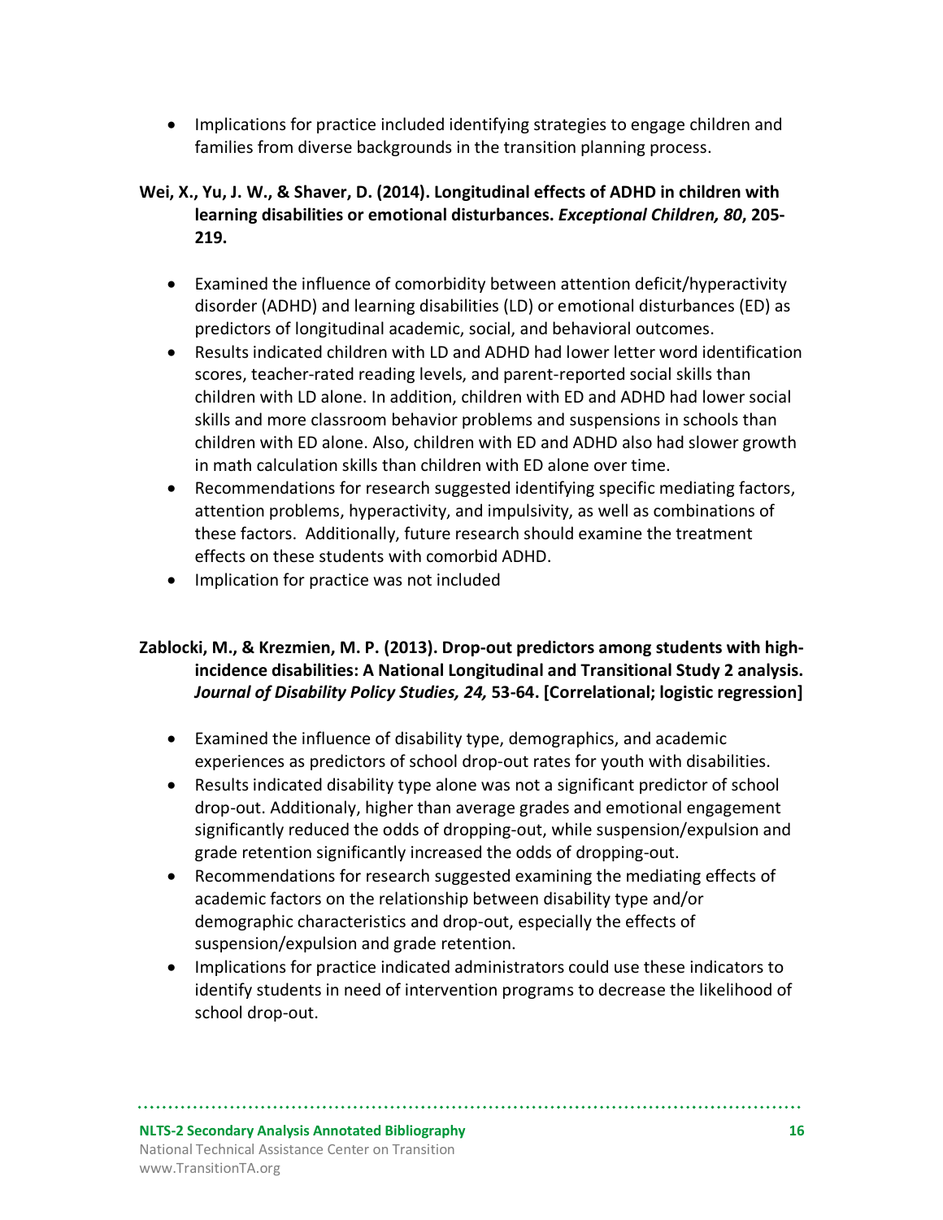- Implications for practice included identifying strategies to engage children and families from diverse backgrounds in the transition planning process.

**Wei, X., Yu, J. W., & Shaver, D. (2014). Longitudinal effects of ADHD in children with learning disabilities or emotional disturbances. *Exceptional Children, 80*, 205-219.**

- Examined the influence of comorbidity between attention deficit/hyperactivity disorder (ADHD) and learning disabilities (LD) or emotional disturbances (ED) as predictors of longitudinal academic, social, and behavioral outcomes.
- Results indicated children with LD and ADHD had lower letter word identification scores, teacher-rated reading levels, and parent-reported social skills than children with LD alone. In addition, children with ED and ADHD had lower social skills and more classroom behavior problems and suspensions in schools than children with ED alone. Also, children with ED and ADHD also had slower growth in math calculation skills than children with ED alone over time.
- Recommendations for research suggested identifying specific mediating factors, attention problems, hyperactivity, and impulsivity, as well as combinations of these factors. Additionally, future research should examine the treatment effects on these students with comorbid ADHD.
- Implication for practice was not included

**Zablocki, M., & Krezmien, M. P. (2013). Drop-out predictors among students with high-incidence disabilities: A National Longitudinal and Transitional Study 2 analysis. *Journal of Disability Policy Studies, 24,* 53-64. [Correlational; logistic regression]**

- Examined the influence of disability type, demographics, and academic experiences as predictors of school drop-out rates for youth with disabilities.
- Results indicated disability type alone was not a significant predictor of school drop-out. Additionaly, higher than average grades and emotional engagement significantly reduced the odds of dropping-out, while suspension/expulsion and grade retention significantly increased the odds of dropping-out.
- Recommendations for research suggested examining the mediating effects of academic factors on the relationship between disability type and/or demographic characteristics and drop-out, especially the effects of suspension/expulsion and grade retention.
- Implications for practice indicated administrators could use these indicators to identify students in need of intervention programs to decrease the likelihood of school drop-out.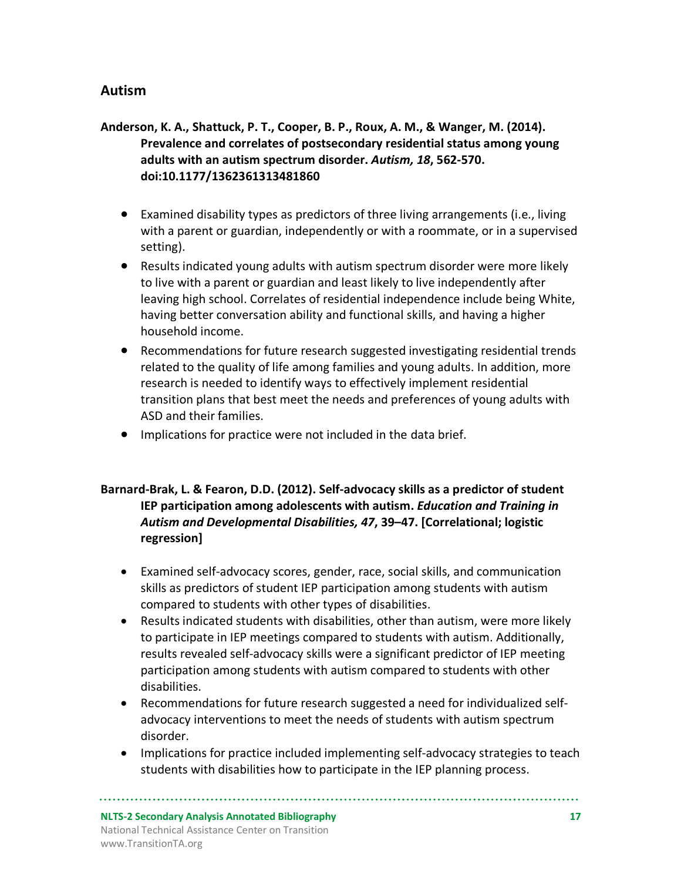## Autism

**Anderson, K. A., Shattuck, P. T., Cooper, B. P., Roux, A. M., & Wanger, M. (2014). Prevalence and correlates of postsecondary residential status among young adults with an autism spectrum disorder. *Autism, 18*, 562-570. doi:10.1177/1362361313481860**

- Examined disability types as predictors of three living arrangements (i.e., living with a parent or guardian, independently or with a roommate, or in a supervised setting).
- Results indicated young adults with autism spectrum disorder were more likely to live with a parent or guardian and least likely to live independently after leaving high school. Correlates of residential independence include being White, having better conversation ability and functional skills, and having a higher household income.
- Recommendations for future research suggested investigating residential trends related to the quality of life among families and young adults. In addition, more research is needed to identify ways to effectively implement residential transition plans that best meet the needs and preferences of young adults with ASD and their families.
- Implications for practice were not included in the data brief.

**Barnard-Brak, L. & Fearon, D.D. (2012). Self-advocacy skills as a predictor of student IEP participation among adolescents with autism. *Education and Training in Autism and Developmental Disabilities, 47*, 39–47. [Correlational; logistic regression]**

- Examined self-advocacy scores, gender, race, social skills, and communication skills as predictors of student IEP participation among students with autism compared to students with other types of disabilities.
- Results indicated students with disabilities, other than autism, were more likely to participate in IEP meetings compared to students with autism. Additionally, results revealed self-advocacy skills were a significant predictor of IEP meeting participation among students with autism compared to students with other disabilities.
- Recommendations for future research suggested a need for individualized self-advocacy interventions to meet the needs of students with autism spectrum disorder.
- Implications for practice included implementing self-advocacy strategies to teach students with disabilities how to participate in the IEP planning process.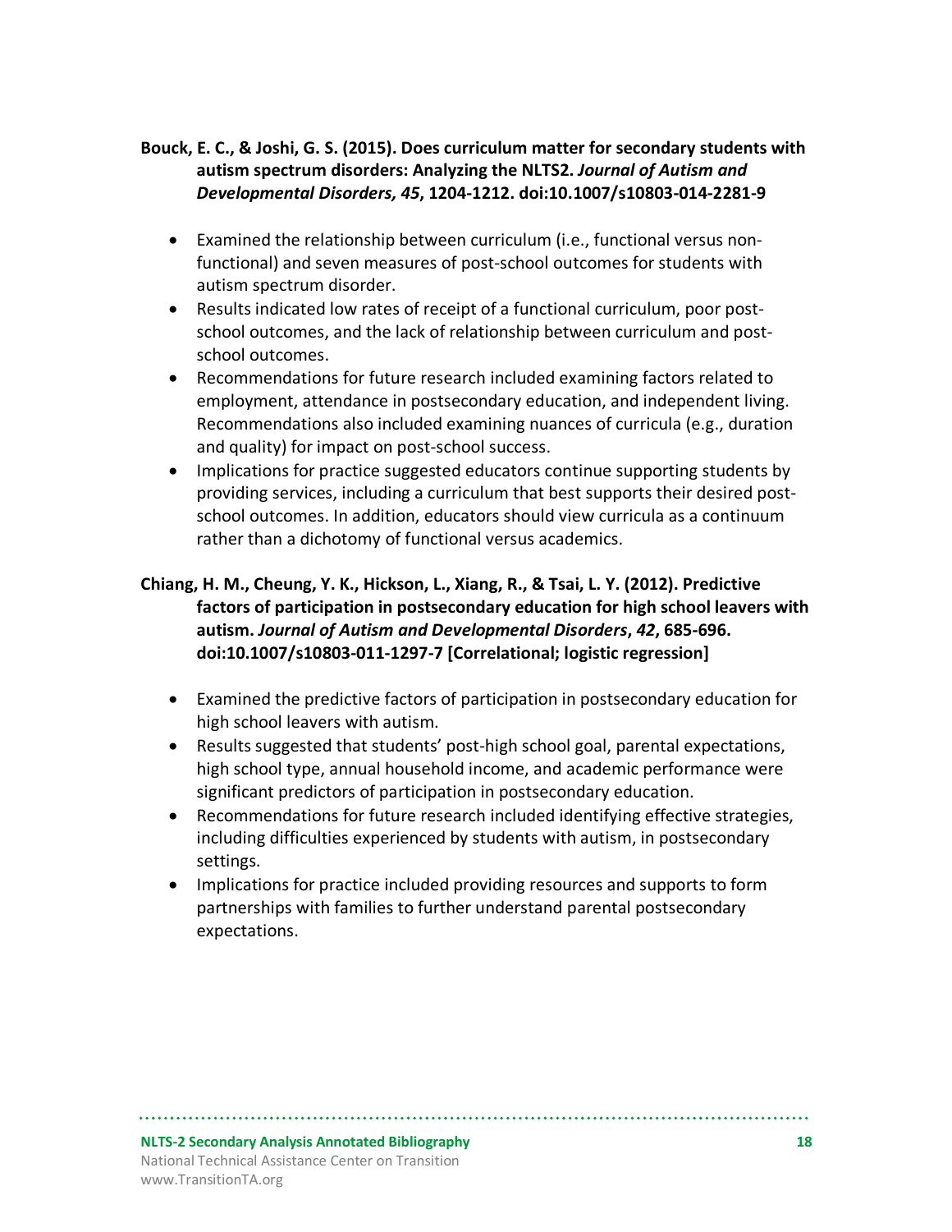**Bouck, E. C., & Joshi, G. S. (2015). Does curriculum matter for secondary students with autism spectrum disorders: Analyzing the NLTS2. *Journal of Autism and Developmental Disorders, 45*, 1204-1212. doi:10.1007/s10803-014-2281-9**

- Examined the relationship between curriculum (i.e., functional versus non-functional) and seven measures of post-school outcomes for students with autism spectrum disorder.
- Results indicated low rates of receipt of a functional curriculum, poor post-school outcomes, and the lack of relationship between curriculum and post-school outcomes.
- Recommendations for future research included examining factors related to employment, attendance in postsecondary education, and independent living. Recommendations also included examining nuances of curricula (e.g., duration and quality) for impact on post-school success.
- Implications for practice suggested educators continue supporting students by providing services, including a curriculum that best supports their desired post-school outcomes. In addition, educators should view curricula as a continuum rather than a dichotomy of functional versus academics.

**Chiang, H. M., Cheung, Y. K., Hickson, L., Xiang, R., & Tsai, L. Y. (2012). Predictive factors of participation in postsecondary education for high school leavers with autism. *Journal of Autism and Developmental Disorders*, *42*, 685-696. doi:10.1007/s10803-011-1297-7 [Correlational; logistic regression]**

- Examined the predictive factors of participation in postsecondary education for high school leavers with autism.
- Results suggested that students' post-high school goal, parental expectations, high school type, annual household income, and academic performance were significant predictors of participation in postsecondary education.
- Recommendations for future research included identifying effective strategies, including difficulties experienced by students with autism, in postsecondary settings.
- Implications for practice included providing resources and supports to form partnerships with families to further understand parental postsecondary expectations.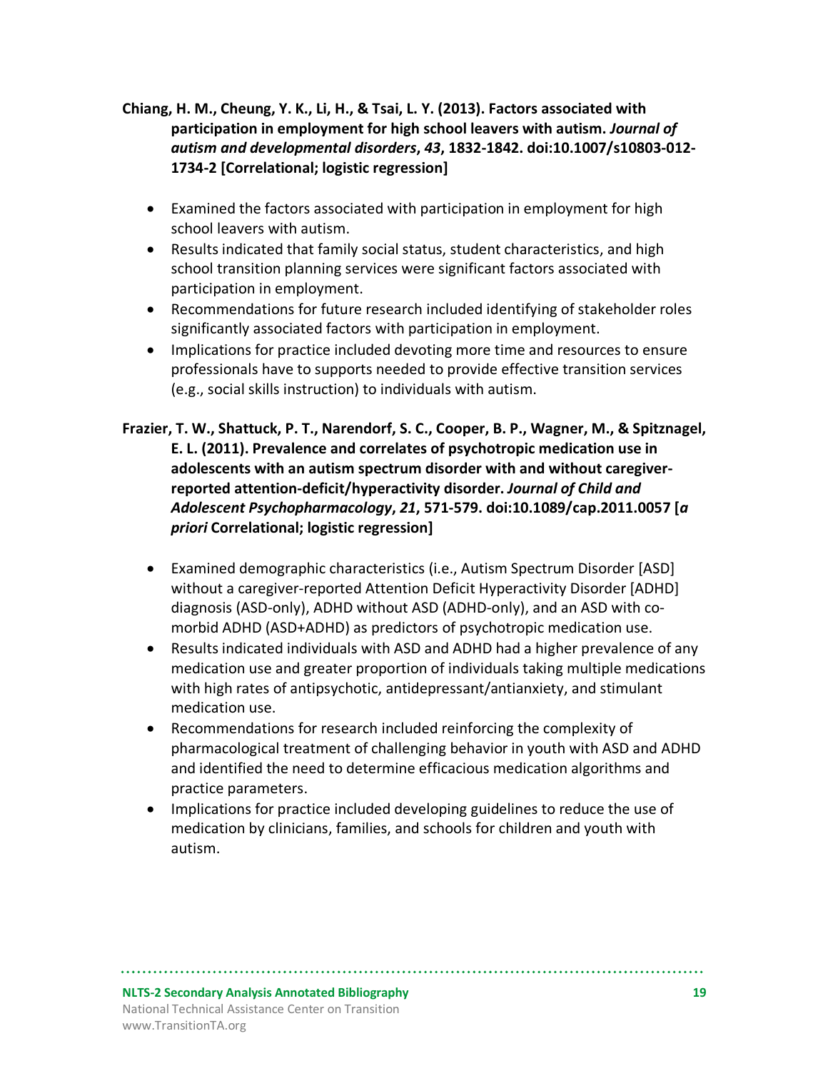**Chiang, H. M., Cheung, Y. K., Li, H., & Tsai, L. Y. (2013). Factors associated with participation in employment for high school leavers with autism. *Journal of autism and developmental disorders*, *43*, 1832-1842. doi:10.1007/s10803-012-1734-2 [Correlational; logistic regression]**

- Examined the factors associated with participation in employment for high school leavers with autism.
- Results indicated that family social status, student characteristics, and high school transition planning services were significant factors associated with participation in employment.
- Recommendations for future research included identifying of stakeholder roles significantly associated factors with participation in employment.
- Implications for practice included devoting more time and resources to ensure professionals have to supports needed to provide effective transition services (e.g., social skills instruction) to individuals with autism.

**Frazier, T. W., Shattuck, P. T., Narendorf, S. C., Cooper, B. P., Wagner, M., & Spitznagel, E. L. (2011). Prevalence and correlates of psychotropic medication use in adolescents with an autism spectrum disorder with and without caregiver-reported attention-deficit/hyperactivity disorder. *Journal of Child and Adolescent Psychopharmacology*, *21*, 571-579. doi:10.1089/cap.2011.0057 [*a priori* Correlational; logistic regression]**

- Examined demographic characteristics (i.e., Autism Spectrum Disorder [ASD] without a caregiver-reported Attention Deficit Hyperactivity Disorder [ADHD] diagnosis (ASD-only), ADHD without ASD (ADHD-only), and an ASD with co-morbid ADHD (ASD+ADHD) as predictors of psychotropic medication use.
- Results indicated individuals with ASD and ADHD had a higher prevalence of any medication use and greater proportion of individuals taking multiple medications with high rates of antipsychotic, antidepressant/antianxiety, and stimulant medication use.
- Recommendations for research included reinforcing the complexity of pharmacological treatment of challenging behavior in youth with ASD and ADHD and identified the need to determine efficacious medication algorithms and practice parameters.
- Implications for practice included developing guidelines to reduce the use of medication by clinicians, families, and schools for children and youth with autism.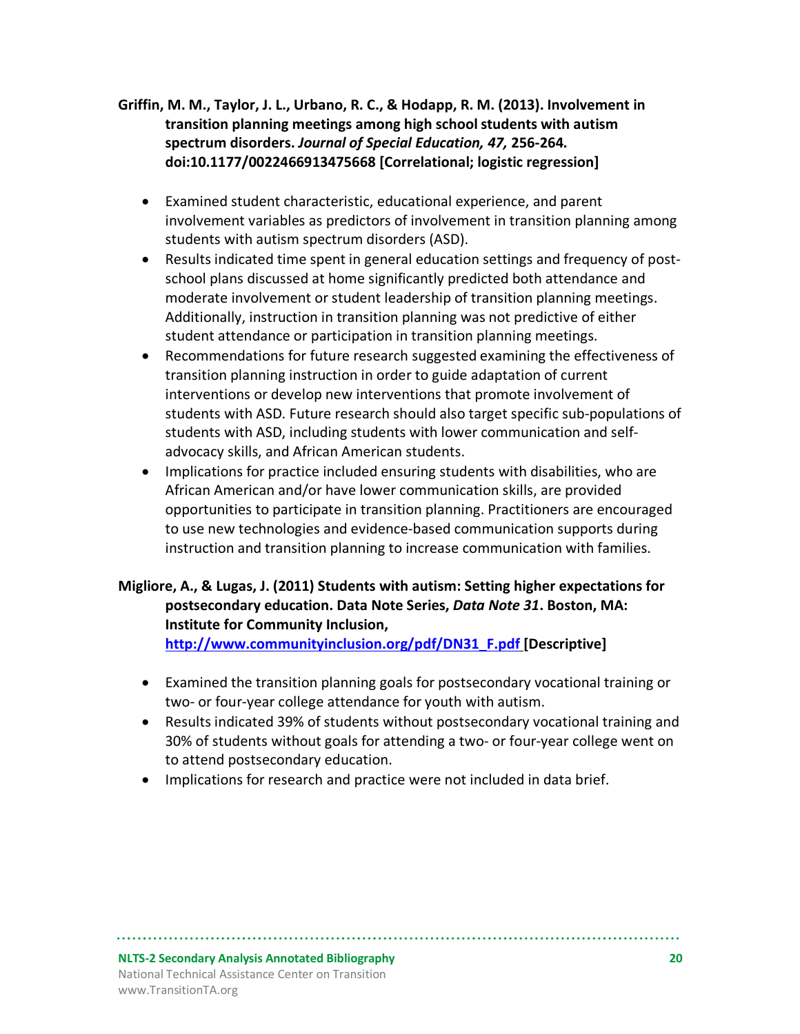**Griffin, M. M., Taylor, J. L., Urbano, R. C., & Hodapp, R. M. (2013). Involvement in transition planning meetings among high school students with autism spectrum disorders. *Journal of Special Education, 47,* 256-264*.* doi:10.1177/0022466913475668 [Correlational; logistic regression]**

- Examined student characteristic, educational experience, and parent involvement variables as predictors of involvement in transition planning among students with autism spectrum disorders (ASD).
- Results indicated time spent in general education settings and frequency of post-school plans discussed at home significantly predicted both attendance and moderate involvement or student leadership of transition planning meetings. Additionally, instruction in transition planning was not predictive of either student attendance or participation in transition planning meetings.
- Recommendations for future research suggested examining the effectiveness of transition planning instruction in order to guide adaptation of current interventions or develop new interventions that promote involvement of students with ASD. Future research should also target specific sub-populations of students with ASD, including students with lower communication and self-advocacy skills, and African American students.
- Implications for practice included ensuring students with disabilities, who are African American and/or have lower communication skills, are provided opportunities to participate in transition planning. Practitioners are encouraged to use new technologies and evidence-based communication supports during instruction and transition planning to increase communication with families.

**Migliore, A., & Lugas, J. (2011) Students with autism: Setting higher expectations for postsecondary education. Data Note Series, *Data Note 31*. Boston, MA: Institute for Community Inclusion, [http://www.communityinclusion.org/pdf/DN31_F.pdf](http://www.communityinclusion.org/pdf/DN31_F.pdf) [Descriptive]**

- Examined the transition planning goals for postsecondary vocational training or two- or four-year college attendance for youth with autism.
- Results indicated 39% of students without postsecondary vocational training and 30% of students without goals for attending a two- or four-year college went on to attend postsecondary education.
- Implications for research and practice were not included in data brief.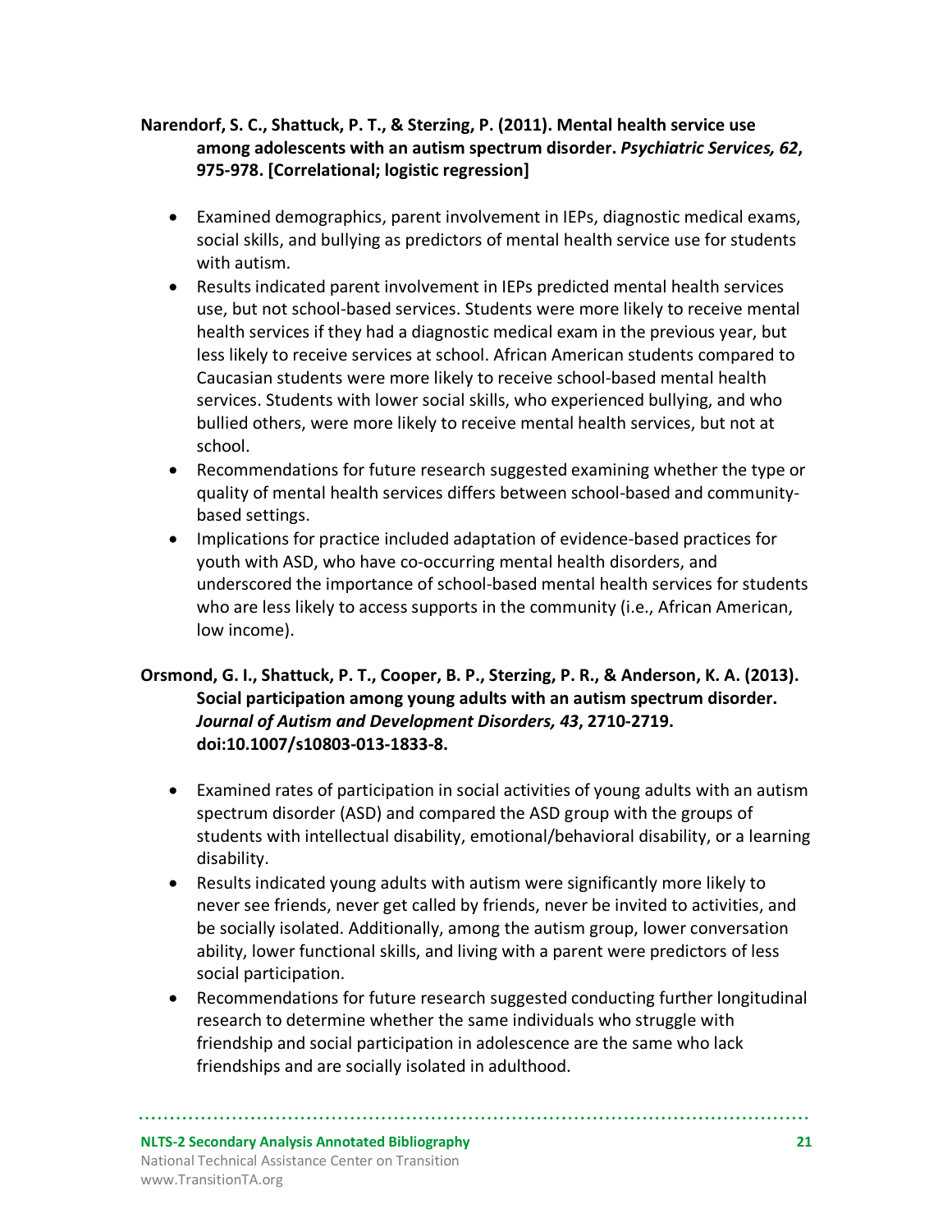**Narendorf, S. C., Shattuck, P. T., & Sterzing, P. (2011). Mental health service use among adolescents with an autism spectrum disorder.** ***Psychiatric Services, 62*****, 975-978. [Correlational; logistic regression]**

- Examined demographics, parent involvement in IEPs, diagnostic medical exams, social skills, and bullying as predictors of mental health service use for students with autism.
- Results indicated parent involvement in IEPs predicted mental health services use, but not school-based services. Students were more likely to receive mental health services if they had a diagnostic medical exam in the previous year, but less likely to receive services at school. African American students compared to Caucasian students were more likely to receive school-based mental health services. Students with lower social skills, who experienced bullying, and who bullied others, were more likely to receive mental health services, but not at school.
- Recommendations for future research suggested examining whether the type or quality of mental health services differs between school-based and community-based settings.
- Implications for practice included adaptation of evidence-based practices for youth with ASD, who have co-occurring mental health disorders, and underscored the importance of school-based mental health services for students who are less likely to access supports in the community (i.e., African American, low income).

**Orsmond, G. I., Shattuck, P. T., Cooper, B. P., Sterzing, P. R., & Anderson, K. A. (2013). Social participation among young adults with an autism spectrum disorder.** ***Journal of Autism and Development Disorders, 43*****, 2710-2719. doi:10.1007/s10803-013-1833-8.**

- Examined rates of participation in social activities of young adults with an autism spectrum disorder (ASD) and compared the ASD group with the groups of students with intellectual disability, emotional/behavioral disability, or a learning disability.
- Results indicated young adults with autism were significantly more likely to never see friends, never get called by friends, never be invited to activities, and be socially isolated. Additionally, among the autism group, lower conversation ability, lower functional skills, and living with a parent were predictors of less social participation.
- Recommendations for future research suggested conducting further longitudinal research to determine whether the same individuals who struggle with friendship and social participation in adolescence are the same who lack friendships and are socially isolated in adulthood.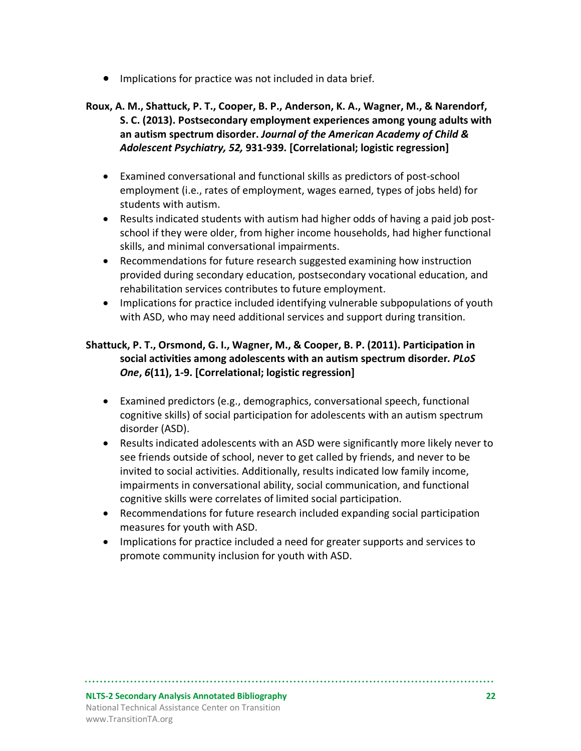- Implications for practice was not included in data brief.

**Roux, A. M., Shattuck, P. T., Cooper, B. P., Anderson, K. A., Wagner, M., & Narendorf, S. C. (2013). Postsecondary employment experiences among young adults with an autism spectrum disorder. *Journal of the American Academy of Child & Adolescent Psychiatry, 52,* 931-939. [Correlational; logistic regression]**

- Examined conversational and functional skills as predictors of post-school employment (i.e., rates of employment, wages earned, types of jobs held) for students with autism.
- Results indicated students with autism had higher odds of having a paid job post-school if they were older, from higher income households, had higher functional skills, and minimal conversational impairments.
- Recommendations for future research suggested examining how instruction provided during secondary education, postsecondary vocational education, and rehabilitation services contributes to future employment.
- Implications for practice included identifying vulnerable subpopulations of youth with ASD, who may need additional services and support during transition.

**Shattuck, P. T., Orsmond, G. I., Wagner, M., & Cooper, B. P. (2011). Participation in social activities among adolescents with an autism spectrum disorder. *PLoS One*, *6*(11), 1-9. [Correlational; logistic regression]**

- Examined predictors (e.g., demographics, conversational speech, functional cognitive skills) of social participation for adolescents with an autism spectrum disorder (ASD).
- Results indicated adolescents with an ASD were significantly more likely never to see friends outside of school, never to get called by friends, and never to be invited to social activities. Additionally, results indicated low family income, impairments in conversational ability, social communication, and functional cognitive skills were correlates of limited social participation.
- Recommendations for future research included expanding social participation measures for youth with ASD.
- Implications for practice included a need for greater supports and services to promote community inclusion for youth with ASD.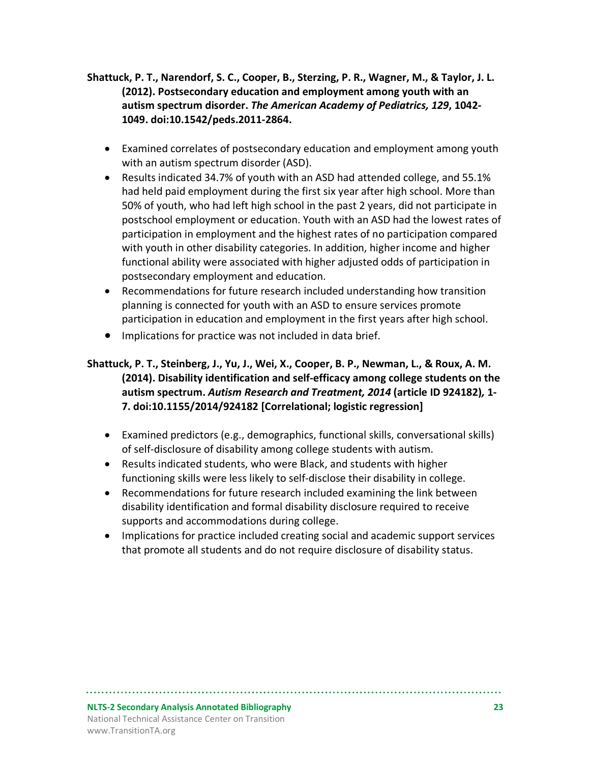**Shattuck, P. T., Narendorf, S. C., Cooper, B., Sterzing, P. R., Wagner, M., & Taylor, J. L. (2012). Postsecondary education and employment among youth with an autism spectrum disorder. *The American Academy of Pediatrics, 129*, 1042-1049. doi:10.1542/peds.2011-2864.**

- Examined correlates of postsecondary education and employment among youth with an autism spectrum disorder (ASD).
- Results indicated 34.7% of youth with an ASD had attended college, and 55.1% had held paid employment during the first six year after high school. More than 50% of youth, who had left high school in the past 2 years, did not participate in postschool employment or education. Youth with an ASD had the lowest rates of participation in employment and the highest rates of no participation compared with youth in other disability categories. In addition, higher income and higher functional ability were associated with higher adjusted odds of participation in postsecondary employment and education.
- Recommendations for future research included understanding how transition planning is connected for youth with an ASD to ensure services promote participation in education and employment in the first years after high school.
- Implications for practice was not included in data brief.

**Shattuck, P. T., Steinberg, J., Yu, J., Wei, X., Cooper, B. P., Newman, L., & Roux, A. M. (2014). Disability identification and self-efficacy among college students on the autism spectrum. *Autism Research and Treatment, 2014* (article ID 924182), 1-7. doi:10.1155/2014/924182 [Correlational; logistic regression]**

- Examined predictors (e.g., demographics, functional skills, conversational skills) of self-disclosure of disability among college students with autism.
- Results indicated students, who were Black, and students with higher functioning skills were less likely to self-disclose their disability in college.
- Recommendations for future research included examining the link between disability identification and formal disability disclosure required to receive supports and accommodations during college.
- Implications for practice included creating social and academic support services that promote all students and do not require disclosure of disability status.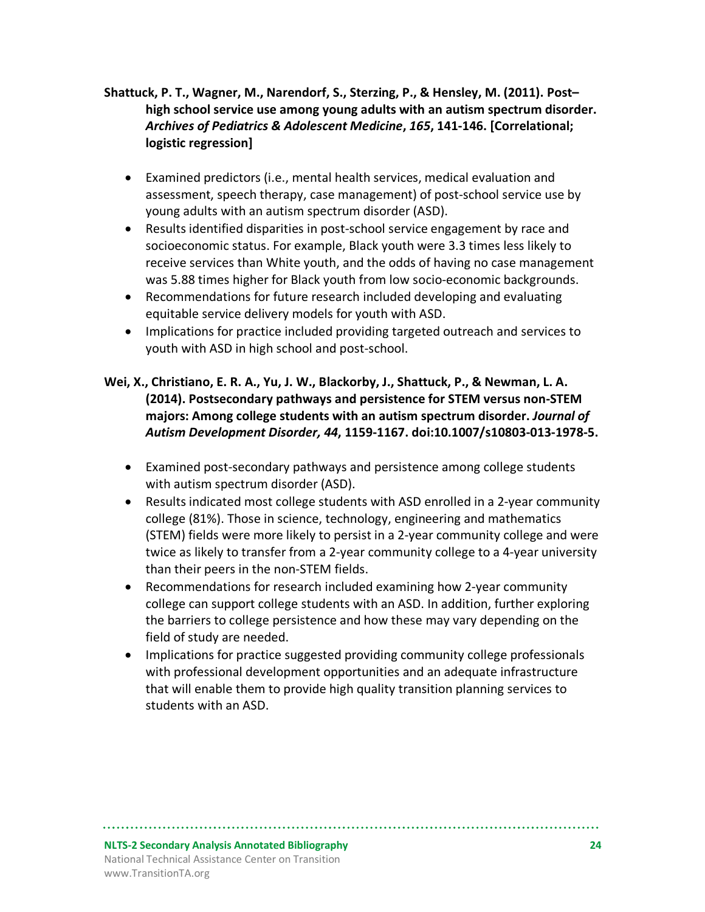**Shattuck, P. T., Wagner, M., Narendorf, S., Sterzing, P., & Hensley, M. (2011). Post–high school service use among young adults with an autism spectrum disorder. *Archives of Pediatrics & Adolescent Medicine*, *165*, 141-146. [Correlational; logistic regression]**

- Examined predictors (i.e., mental health services, medical evaluation and assessment, speech therapy, case management) of post-school service use by young adults with an autism spectrum disorder (ASD).
- Results identified disparities in post-school service engagement by race and socioeconomic status. For example, Black youth were 3.3 times less likely to receive services than White youth, and the odds of having no case management was 5.88 times higher for Black youth from low socio-economic backgrounds.
- Recommendations for future research included developing and evaluating equitable service delivery models for youth with ASD.
- Implications for practice included providing targeted outreach and services to youth with ASD in high school and post-school.

**Wei, X., Christiano, E. R. A., Yu, J. W., Blackorby, J., Shattuck, P., & Newman, L. A. (2014). Postsecondary pathways and persistence for STEM versus non-STEM majors: Among college students with an autism spectrum disorder. *Journal of Autism Development Disorder, 44*, 1159-1167. doi:10.1007/s10803-013-1978-5.**

- Examined post-secondary pathways and persistence among college students with autism spectrum disorder (ASD).
- Results indicated most college students with ASD enrolled in a 2-year community college (81%). Those in science, technology, engineering and mathematics (STEM) fields were more likely to persist in a 2-year community college and were twice as likely to transfer from a 2-year community college to a 4-year university than their peers in the non-STEM fields.
- Recommendations for research included examining how 2-year community college can support college students with an ASD. In addition, further exploring the barriers to college persistence and how these may vary depending on the field of study are needed.
- Implications for practice suggested providing community college professionals with professional development opportunities and an adequate infrastructure that will enable them to provide high quality transition planning services to students with an ASD.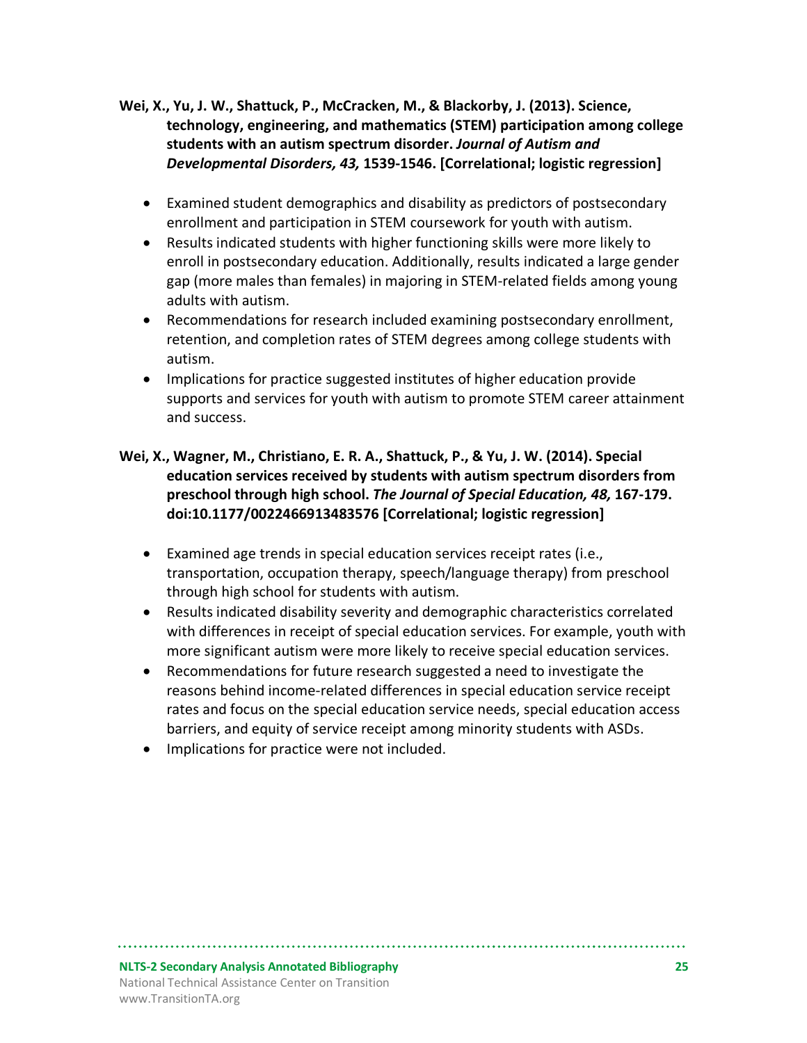**Wei, X., Yu, J. W., Shattuck, P., McCracken, M., & Blackorby, J. (2013). Science, technology, engineering, and mathematics (STEM) participation among college students with an autism spectrum disorder. *Journal of Autism and Developmental Disorders, 43,* 1539-1546. [Correlational; logistic regression]**

- Examined student demographics and disability as predictors of postsecondary enrollment and participation in STEM coursework for youth with autism.
- Results indicated students with higher functioning skills were more likely to enroll in postsecondary education. Additionally, results indicated a large gender gap (more males than females) in majoring in STEM-related fields among young adults with autism.
- Recommendations for research included examining postsecondary enrollment, retention, and completion rates of STEM degrees among college students with autism.
- Implications for practice suggested institutes of higher education provide supports and services for youth with autism to promote STEM career attainment and success.

**Wei, X., Wagner, M., Christiano, E. R. A., Shattuck, P., & Yu, J. W. (2014). Special education services received by students with autism spectrum disorders from preschool through high school. *The Journal of Special Education, 48,* 167-179. doi:10.1177/0022466913483576 [Correlational; logistic regression]**

- Examined age trends in special education services receipt rates (i.e., transportation, occupation therapy, speech/language therapy) from preschool through high school for students with autism.
- Results indicated disability severity and demographic characteristics correlated with differences in receipt of special education services. For example, youth with more significant autism were more likely to receive special education services.
- Recommendations for future research suggested a need to investigate the reasons behind income-related differences in special education service receipt rates and focus on the special education service needs, special education access barriers, and equity of service receipt among minority students with ASDs.
- Implications for practice were not included.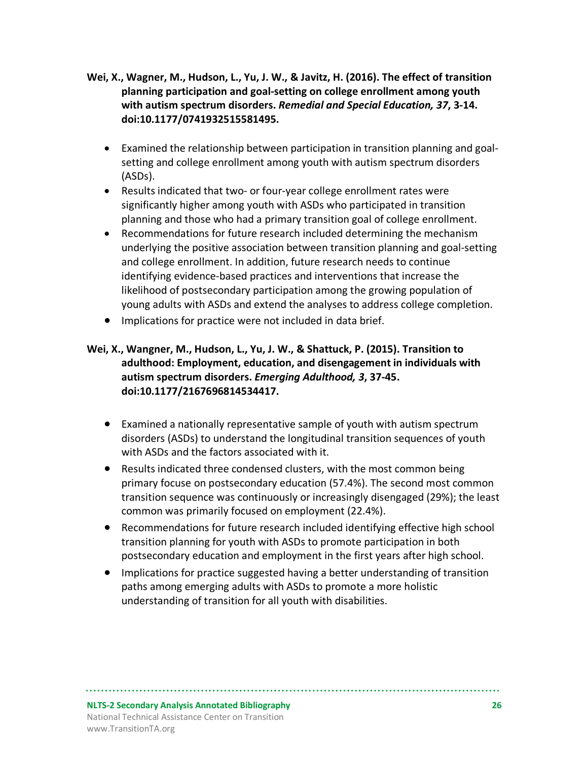**Wei, X., Wagner, M., Hudson, L., Yu, J. W., & Javitz, H. (2016). The effect of transition planning participation and goal-setting on college enrollment among youth with autism spectrum disorders. *Remedial and Special Education, 37*, 3-14. doi:10.1177/0741932515581495.**

- Examined the relationship between participation in transition planning and goal-setting and college enrollment among youth with autism spectrum disorders (ASDs).
- Results indicated that two- or four-year college enrollment rates were significantly higher among youth with ASDs who participated in transition planning and those who had a primary transition goal of college enrollment.
- Recommendations for future research included determining the mechanism underlying the positive association between transition planning and goal-setting and college enrollment. In addition, future research needs to continue identifying evidence-based practices and interventions that increase the likelihood of postsecondary participation among the growing population of young adults with ASDs and extend the analyses to address college completion.
- Implications for practice were not included in data brief.

**Wei, X., Wangner, M., Hudson, L., Yu, J. W., & Shattuck, P. (2015). Transition to adulthood: Employment, education, and disengagement in individuals with autism spectrum disorders. *Emerging Adulthood, 3*, 37-45. doi:10.1177/2167696814534417.**

- Examined a nationally representative sample of youth with autism spectrum disorders (ASDs) to understand the longitudinal transition sequences of youth with ASDs and the factors associated with it.
- Results indicated three condensed clusters, with the most common being primary focuse on postsecondary education (57.4%). The second most common transition sequence was continuously or increasingly disengaged (29%); the least common was primarily focused on employment (22.4%).
- Recommendations for future research included identifying effective high school transition planning for youth with ASDs to promote participation in both postsecondary education and employment in the first years after high school.
- Implications for practice suggested having a better understanding of transition paths among emerging adults with ASDs to promote a more holistic understanding of transition for all youth with disabilities.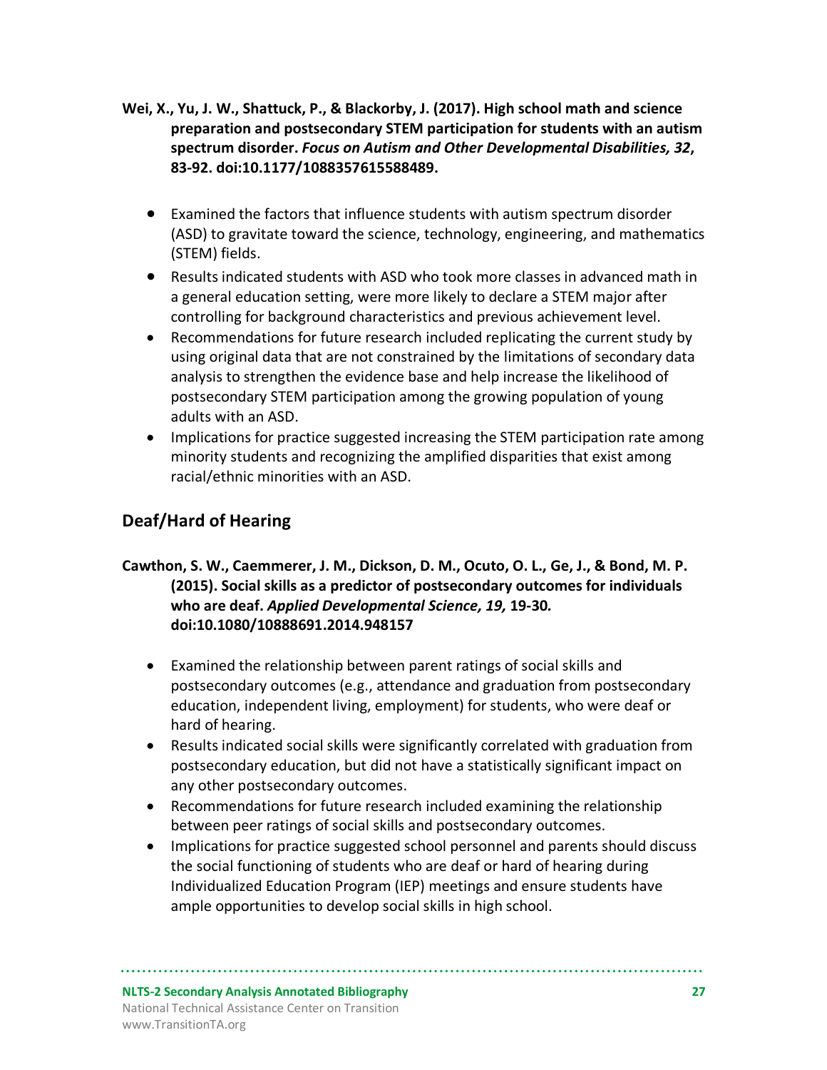**Wei, X., Yu, J. W., Shattuck, P., & Blackorby, J. (2017). High school math and science preparation and postsecondary STEM participation for students with an autism spectrum disorder. *Focus on Autism and Other Developmental Disabilities, 32*, 83-92. doi:10.1177/1088357615588489.**

- Examined the factors that influence students with autism spectrum disorder (ASD) to gravitate toward the science, technology, engineering, and mathematics (STEM) fields.
- Results indicated students with ASD who took more classes in advanced math in a general education setting, were more likely to declare a STEM major after controlling for background characteristics and previous achievement level.
- Recommendations for future research included replicating the current study by using original data that are not constrained by the limitations of secondary data analysis to strengthen the evidence base and help increase the likelihood of postsecondary STEM participation among the growing population of young adults with an ASD.
- Implications for practice suggested increasing the STEM participation rate among minority students and recognizing the amplified disparities that exist among racial/ethnic minorities with an ASD.

## Deaf/Hard of Hearing

**Cawthon, S. W., Caemmerer, J. M., Dickson, D. M., Ocuto, O. L., Ge, J., & Bond, M. P. (2015). Social skills as a predictor of postsecondary outcomes for individuals who are deaf. *Applied Developmental Science, 19,* 19-30*.* doi:10.1080/10888691.2014.948157**

- Examined the relationship between parent ratings of social skills and postsecondary outcomes (e.g., attendance and graduation from postsecondary education, independent living, employment) for students, who were deaf or hard of hearing.
- Results indicated social skills were significantly correlated with graduation from postsecondary education, but did not have a statistically significant impact on any other postsecondary outcomes.
- Recommendations for future research included examining the relationship between peer ratings of social skills and postsecondary outcomes.
- Implications for practice suggested school personnel and parents should discuss the social functioning of students who are deaf or hard of hearing during Individualized Education Program (IEP) meetings and ensure students have ample opportunities to develop social skills in high school.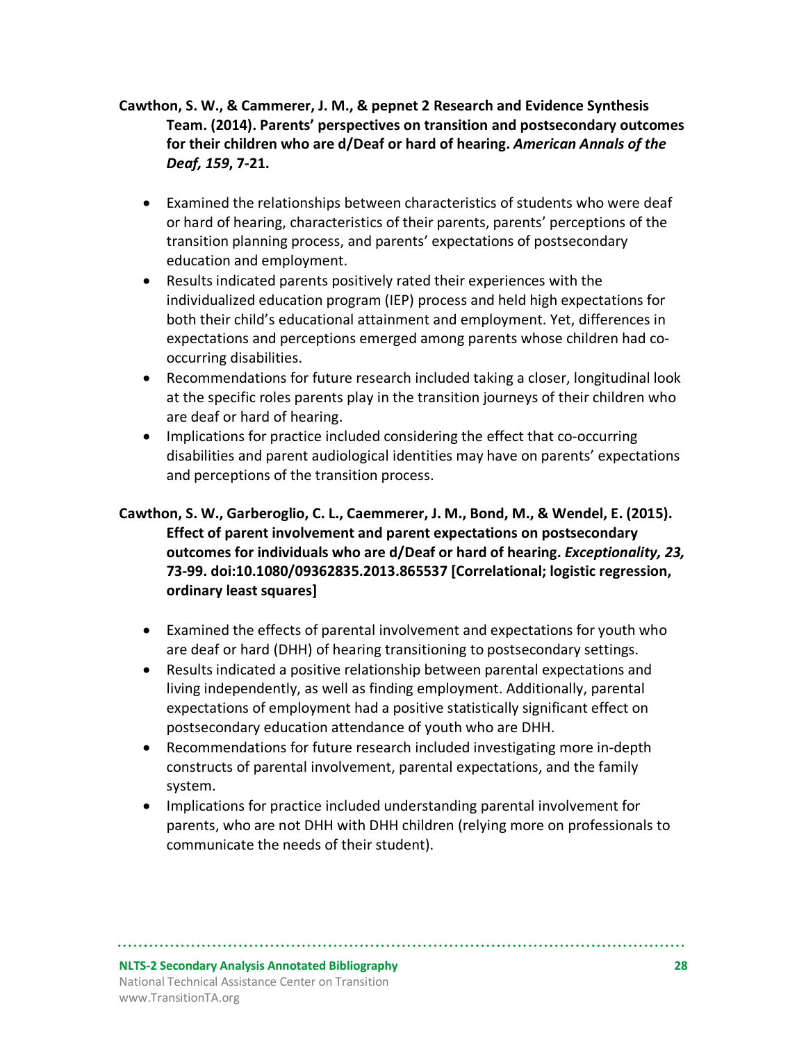**Cawthon, S. W., & Cammerer, J. M., & pepnet 2 Research and Evidence Synthesis Team. (2014). Parents' perspectives on transition and postsecondary outcomes for their children who are d/Deaf or hard of hearing. *American Annals of the Deaf, 159*, 7-21.**

- Examined the relationships between characteristics of students who were deaf or hard of hearing, characteristics of their parents, parents' perceptions of the transition planning process, and parents' expectations of postsecondary education and employment.
- Results indicated parents positively rated their experiences with the individualized education program (IEP) process and held high expectations for both their child's educational attainment and employment. Yet, differences in expectations and perceptions emerged among parents whose children had co-occurring disabilities.
- Recommendations for future research included taking a closer, longitudinal look at the specific roles parents play in the transition journeys of their children who are deaf or hard of hearing.
- Implications for practice included considering the effect that co-occurring disabilities and parent audiological identities may have on parents' expectations and perceptions of the transition process.

**Cawthon, S. W., Garberoglio, C. L., Caemmerer, J. M., Bond, M., & Wendel, E. (2015). Effect of parent involvement and parent expectations on postsecondary outcomes for individuals who are d/Deaf or hard of hearing. *Exceptionality, 23,* 73-99. doi:10.1080/09362835.2013.865537 [Correlational; logistic regression, ordinary least squares]**

- Examined the effects of parental involvement and expectations for youth who are deaf or hard (DHH) of hearing transitioning to postsecondary settings.
- Results indicated a positive relationship between parental expectations and living independently, as well as finding employment. Additionally, parental expectations of employment had a positive statistically significant effect on postsecondary education attendance of youth who are DHH.
- Recommendations for future research included investigating more in-depth constructs of parental involvement, parental expectations, and the family system.
- Implications for practice included understanding parental involvement for parents, who are not DHH with DHH children (relying more on professionals to communicate the needs of their student).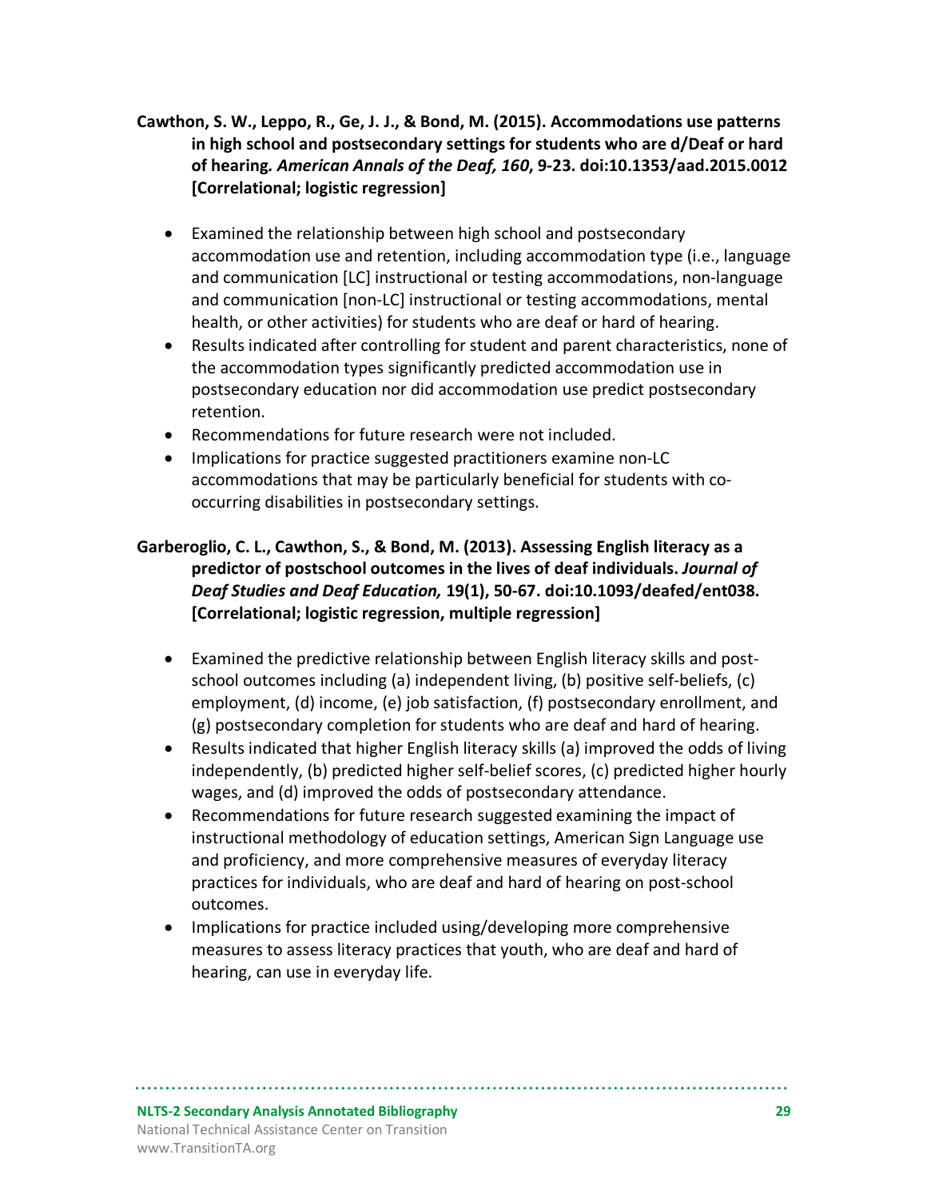**Cawthon, S. W., Leppo, R., Ge, J. J., & Bond, M. (2015). Accommodations use patterns in high school and postsecondary settings for students who are d/Deaf or hard of hearing. *American Annals of the Deaf, 160*, 9-23. doi:10.1353/aad.2015.0012 [Correlational; logistic regression]**

- Examined the relationship between high school and postsecondary accommodation use and retention, including accommodation type (i.e., language and communication [LC] instructional or testing accommodations, non-language and communication [non-LC] instructional or testing accommodations, mental health, or other activities) for students who are deaf or hard of hearing.
- Results indicated after controlling for student and parent characteristics, none of the accommodation types significantly predicted accommodation use in postsecondary education nor did accommodation use predict postsecondary retention.
- Recommendations for future research were not included.
- Implications for practice suggested practitioners examine non-LC accommodations that may be particularly beneficial for students with co-occurring disabilities in postsecondary settings.

**Garberoglio, C. L., Cawthon, S., & Bond, M. (2013). Assessing English literacy as a predictor of postschool outcomes in the lives of deaf individuals. *Journal of Deaf Studies and Deaf Education,* 19(1), 50-67. doi:10.1093/deafed/ent038. [Correlational; logistic regression, multiple regression]**

- Examined the predictive relationship between English literacy skills and post-school outcomes including (a) independent living, (b) positive self-beliefs, (c) employment, (d) income, (e) job satisfaction, (f) postsecondary enrollment, and (g) postsecondary completion for students who are deaf and hard of hearing.
- Results indicated that higher English literacy skills (a) improved the odds of living independently, (b) predicted higher self-belief scores, (c) predicted higher hourly wages, and (d) improved the odds of postsecondary attendance.
- Recommendations for future research suggested examining the impact of instructional methodology of education settings, American Sign Language use and proficiency, and more comprehensive measures of everyday literacy practices for individuals, who are deaf and hard of hearing on post-school outcomes.
- Implications for practice included using/developing more comprehensive measures to assess literacy practices that youth, who are deaf and hard of hearing, can use in everyday life.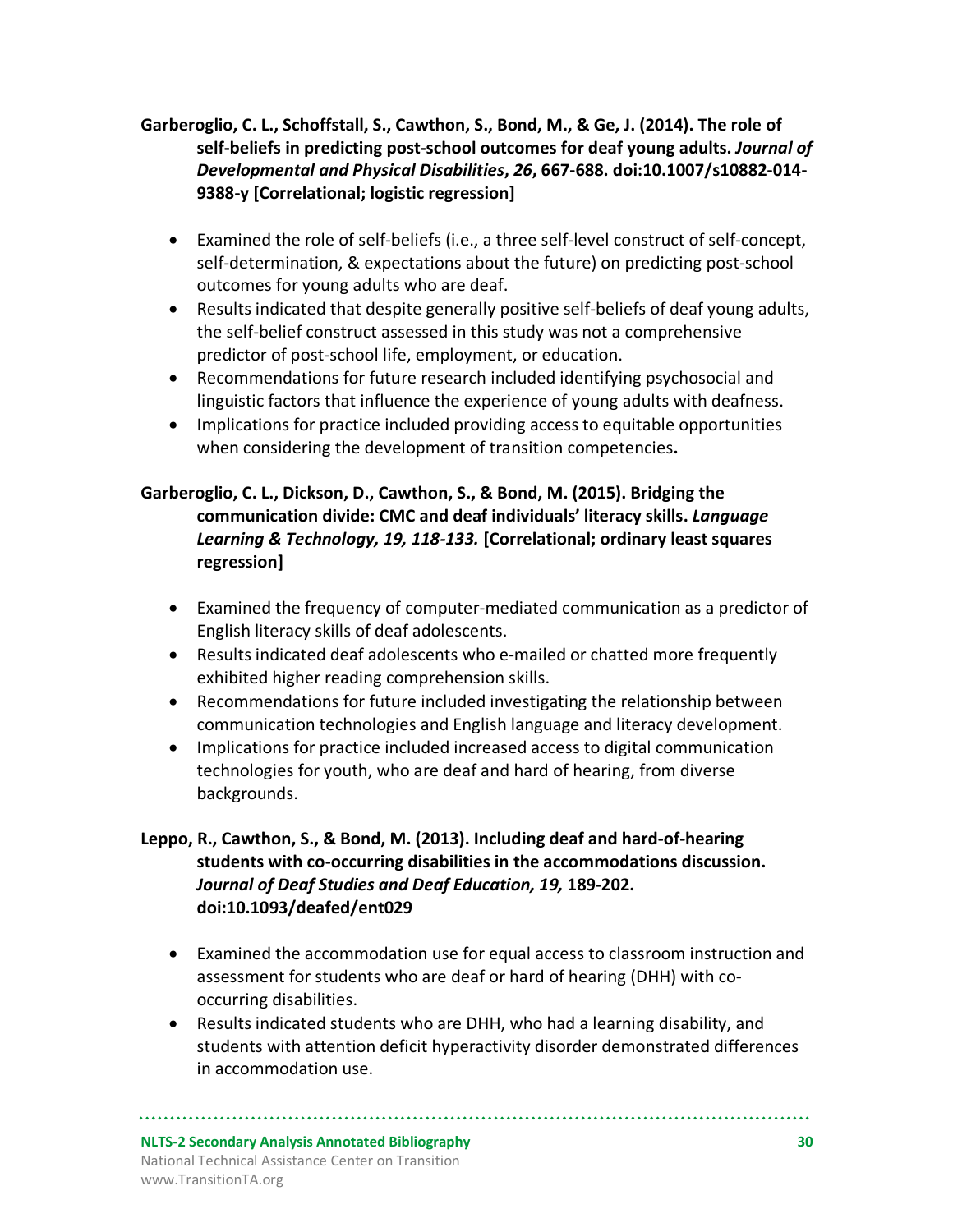**Garberoglio, C. L., Schoffstall, S., Cawthon, S., Bond, M., & Ge, J. (2014). The role of self-beliefs in predicting post-school outcomes for deaf young adults. *Journal of Developmental and Physical Disabilities*, *26*, 667-688. doi:10.1007/s10882-014-9388-y [Correlational; logistic regression]**

- Examined the role of self-beliefs (i.e., a three self-level construct of self-concept, self-determination, & expectations about the future) on predicting post-school outcomes for young adults who are deaf.
- Results indicated that despite generally positive self-beliefs of deaf young adults, the self-belief construct assessed in this study was not a comprehensive predictor of post-school life, employment, or education.
- Recommendations for future research included identifying psychosocial and linguistic factors that influence the experience of young adults with deafness.
- Implications for practice included providing access to equitable opportunities when considering the development of transition competencies**.**

**Garberoglio, C. L., Dickson, D., Cawthon, S., & Bond, M. (2015). Bridging the communication divide: CMC and deaf individuals' literacy skills. *Language Learning & Technology, 19, 118-133.* [Correlational; ordinary least squares regression]**

- Examined the frequency of computer-mediated communication as a predictor of English literacy skills of deaf adolescents.
- Results indicated deaf adolescents who e-mailed or chatted more frequently exhibited higher reading comprehension skills.
- Recommendations for future included investigating the relationship between communication technologies and English language and literacy development.
- Implications for practice included increased access to digital communication technologies for youth, who are deaf and hard of hearing, from diverse backgrounds.

**Leppo, R., Cawthon, S., & Bond, M. (2013). Including deaf and hard-of-hearing students with co-occurring disabilities in the accommodations discussion. *Journal of Deaf Studies and Deaf Education, 19,* 189-202. doi:10.1093/deafed/ent029**

- Examined the accommodation use for equal access to classroom instruction and assessment for students who are deaf or hard of hearing (DHH) with co-occurring disabilities.
- Results indicated students who are DHH, who had a learning disability, and students with attention deficit hyperactivity disorder demonstrated differences in accommodation use.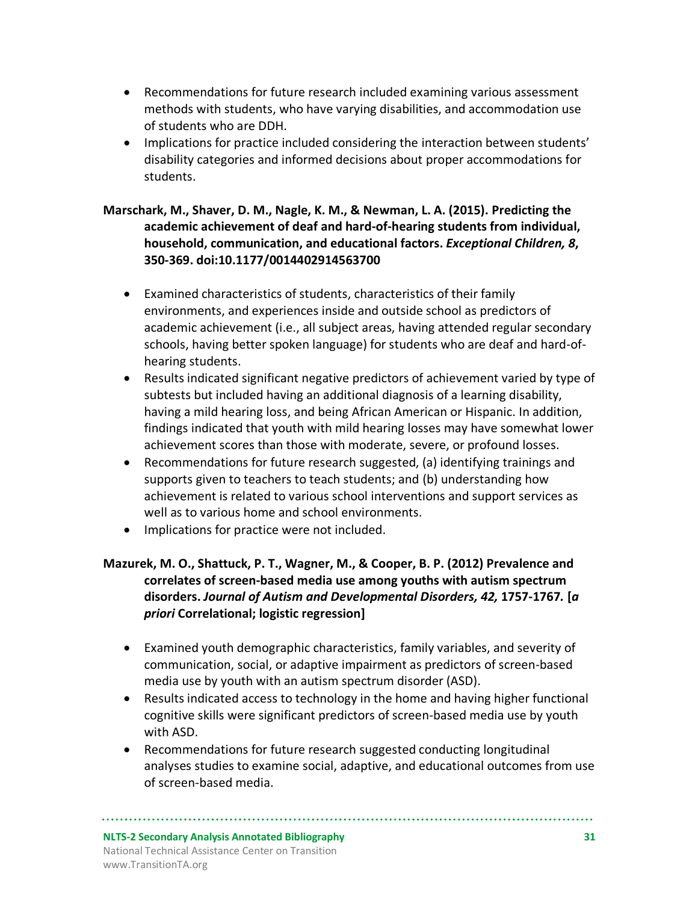- Recommendations for future research included examining various assessment methods with students, who have varying disabilities, and accommodation use of students who are DDH.
- Implications for practice included considering the interaction between students' disability categories and informed decisions about proper accommodations for students.

**Marschark, M., Shaver, D. M., Nagle, K. M., & Newman, L. A. (2015). Predicting the academic achievement of deaf and hard-of-hearing students from individual, household, communication, and educational factors. *Exceptional Children, 8*, 350-369. doi:10.1177/0014402914563700**

- Examined characteristics of students, characteristics of their family environments, and experiences inside and outside school as predictors of academic achievement (i.e., all subject areas, having attended regular secondary schools, having better spoken language) for students who are deaf and hard-of-hearing students.
- Results indicated significant negative predictors of achievement varied by type of subtests but included having an additional diagnosis of a learning disability, having a mild hearing loss, and being African American or Hispanic. In addition, findings indicated that youth with mild hearing losses may have somewhat lower achievement scores than those with moderate, severe, or profound losses.
- Recommendations for future research suggested, (a) identifying trainings and supports given to teachers to teach students; and (b) understanding how achievement is related to various school interventions and support services as well as to various home and school environments.
- Implications for practice were not included.

**Mazurek, M. O., Shattuck, P. T., Wagner, M., & Cooper, B. P. (2012) Prevalence and correlates of screen-based media use among youths with autism spectrum disorders. *Journal of Autism and Developmental Disorders, 42,* 1757-1767. [*a priori* Correlational; logistic regression]**

- Examined youth demographic characteristics, family variables, and severity of communication, social, or adaptive impairment as predictors of screen-based media use by youth with an autism spectrum disorder (ASD).
- Results indicated access to technology in the home and having higher functional cognitive skills were significant predictors of screen-based media use by youth with ASD.
- Recommendations for future research suggested conducting longitudinal analyses studies to examine social, adaptive, and educational outcomes from use of screen-based media.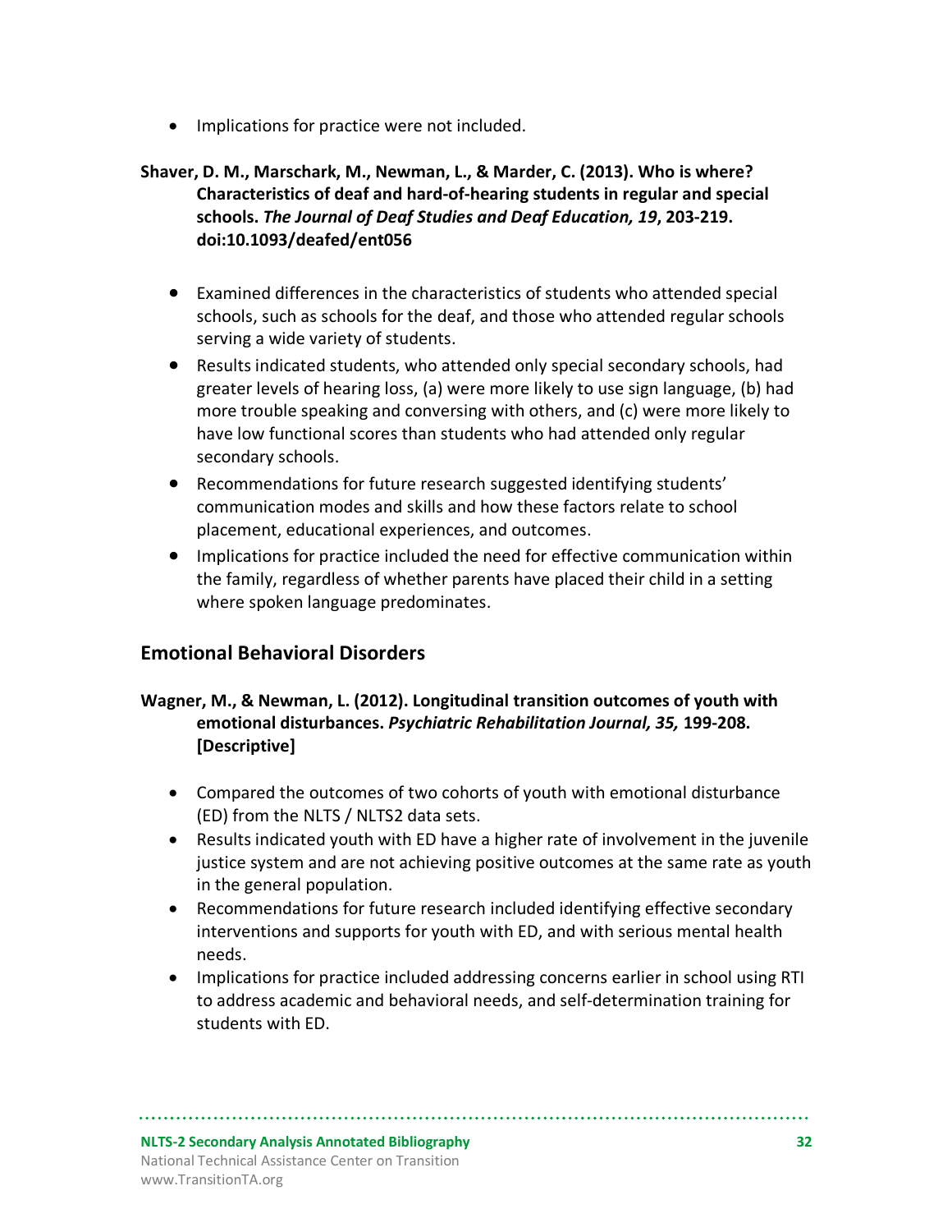- Implications for practice were not included.

**Shaver, D. M., Marschark, M., Newman, L., & Marder, C. (2013). Who is where? Characteristics of deaf and hard-of-hearing students in regular and special schools. *The Journal of Deaf Studies and Deaf Education, 19*, 203-219. doi:10.1093/deafed/ent056**

- Examined differences in the characteristics of students who attended special schools, such as schools for the deaf, and those who attended regular schools serving a wide variety of students.
- Results indicated students, who attended only special secondary schools, had greater levels of hearing loss, (a) were more likely to use sign language, (b) had more trouble speaking and conversing with others, and (c) were more likely to have low functional scores than students who had attended only regular secondary schools.
- Recommendations for future research suggested identifying students' communication modes and skills and how these factors relate to school placement, educational experiences, and outcomes.
- Implications for practice included the need for effective communication within the family, regardless of whether parents have placed their child in a setting where spoken language predominates.

## Emotional Behavioral Disorders

**Wagner, M., & Newman, L. (2012). Longitudinal transition outcomes of youth with emotional disturbances. *Psychiatric Rehabilitation Journal, 35,* 199-208. [Descriptive]**

- Compared the outcomes of two cohorts of youth with emotional disturbance (ED) from the NLTS / NLTS2 data sets.
- Results indicated youth with ED have a higher rate of involvement in the juvenile justice system and are not achieving positive outcomes at the same rate as youth in the general population.
- Recommendations for future research included identifying effective secondary interventions and supports for youth with ED, and with serious mental health needs.
- Implications for practice included addressing concerns earlier in school using RTI to address academic and behavioral needs, and self-determination training for students with ED.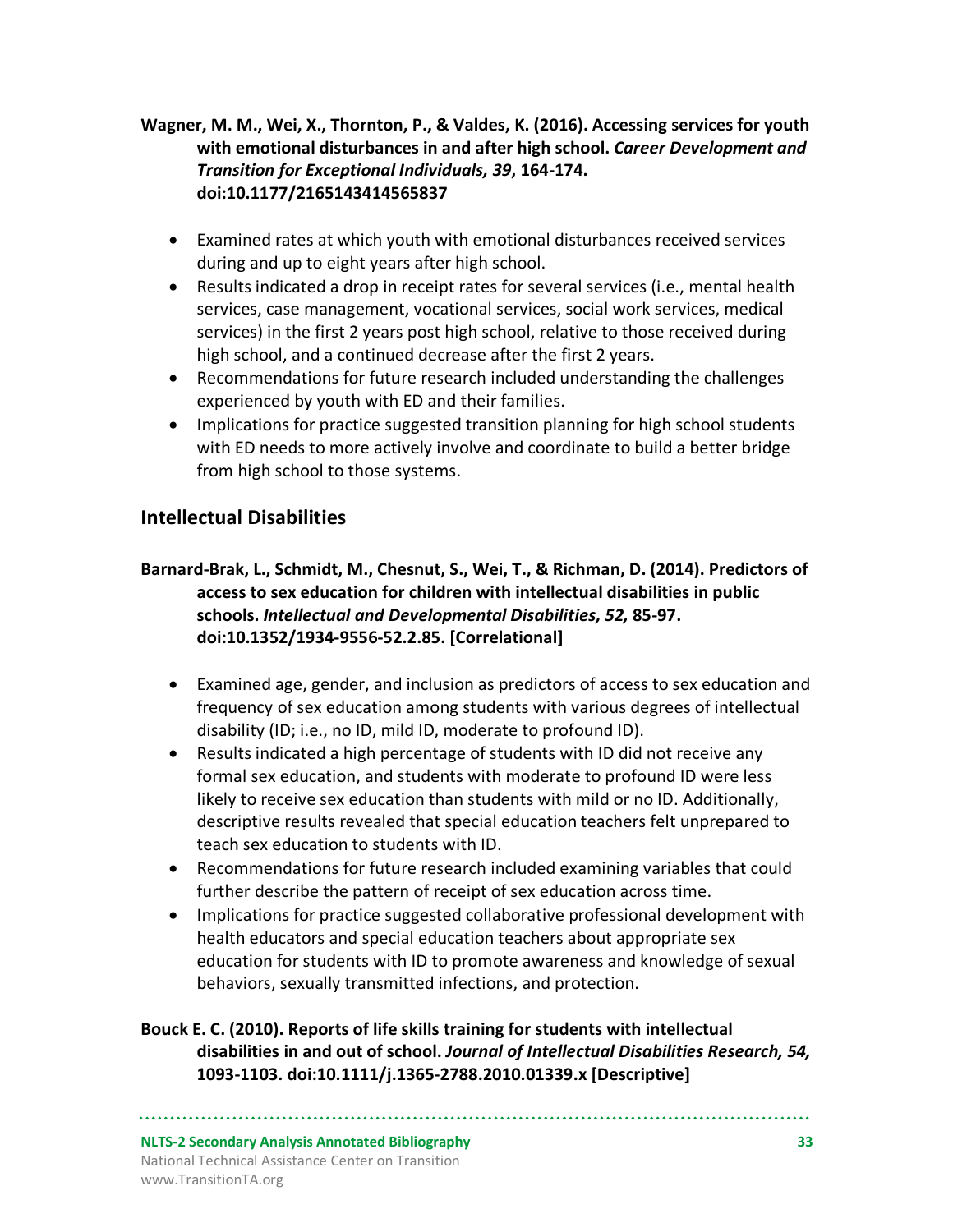**Wagner, M. M., Wei, X., Thornton, P., & Valdes, K. (2016). Accessing services for youth with emotional disturbances in and after high school. *Career Development and Transition for Exceptional Individuals, 39*, 164-174. doi:10.1177/2165143414565837**

- Examined rates at which youth with emotional disturbances received services during and up to eight years after high school.
- Results indicated a drop in receipt rates for several services (i.e., mental health services, case management, vocational services, social work services, medical services) in the first 2 years post high school, relative to those received during high school, and a continued decrease after the first 2 years.
- Recommendations for future research included understanding the challenges experienced by youth with ED and their families.
- Implications for practice suggested transition planning for high school students with ED needs to more actively involve and coordinate to build a better bridge from high school to those systems.

## Intellectual Disabilities

**Barnard-Brak, L., Schmidt, M., Chesnut, S., Wei, T., & Richman, D. (2014). Predictors of access to sex education for children with intellectual disabilities in public schools. *Intellectual and Developmental Disabilities, 52,* 85-97. doi:10.1352/1934-9556-52.2.85. [Correlational]**

- Examined age, gender, and inclusion as predictors of access to sex education and frequency of sex education among students with various degrees of intellectual disability (ID; i.e., no ID, mild ID, moderate to profound ID).
- Results indicated a high percentage of students with ID did not receive any formal sex education, and students with moderate to profound ID were less likely to receive sex education than students with mild or no ID. Additionally, descriptive results revealed that special education teachers felt unprepared to teach sex education to students with ID.
- Recommendations for future research included examining variables that could further describe the pattern of receipt of sex education across time.
- Implications for practice suggested collaborative professional development with health educators and special education teachers about appropriate sex education for students with ID to promote awareness and knowledge of sexual behaviors, sexually transmitted infections, and protection.

**Bouck E. C. (2010). Reports of life skills training for students with intellectual disabilities in and out of school. *Journal of Intellectual Disabilities Research, 54,* 1093-1103. doi:10.1111/j.1365-2788.2010.01339.x [Descriptive]**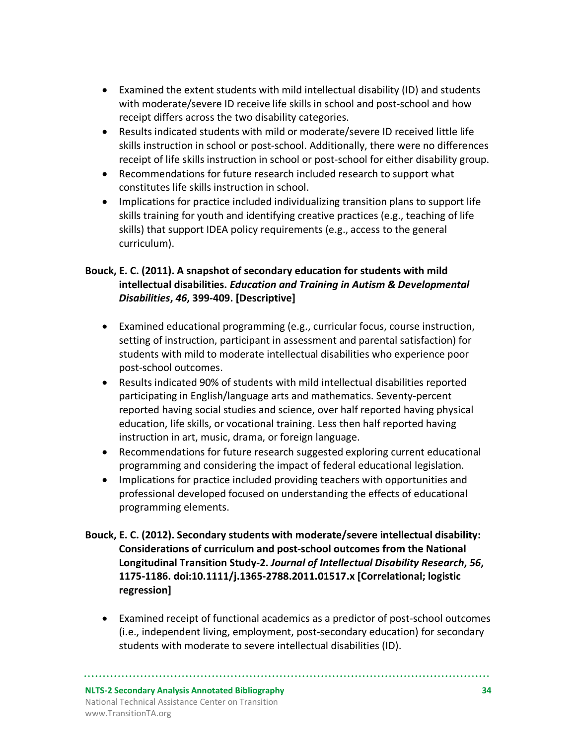- Examined the extent students with mild intellectual disability (ID) and students with moderate/severe ID receive life skills in school and post-school and how receipt differs across the two disability categories.
- Results indicated students with mild or moderate/severe ID received little life skills instruction in school or post-school. Additionally, there were no differences receipt of life skills instruction in school or post-school for either disability group.
- Recommendations for future research included research to support what constitutes life skills instruction in school.
- Implications for practice included individualizing transition plans to support life skills training for youth and identifying creative practices (e.g., teaching of life skills) that support IDEA policy requirements (e.g., access to the general curriculum).

**Bouck, E. C. (2011). A snapshot of secondary education for students with mild intellectual disabilities. *Education and Training in Autism & Developmental Disabilities*, *46*, 399-409. [Descriptive]**

- Examined educational programming (e.g., curricular focus, course instruction, setting of instruction, participant in assessment and parental satisfaction) for students with mild to moderate intellectual disabilities who experience poor post-school outcomes.
- Results indicated 90% of students with mild intellectual disabilities reported participating in English/language arts and mathematics. Seventy-percent reported having social studies and science, over half reported having physical education, life skills, or vocational training. Less then half reported having instruction in art, music, drama, or foreign language.
- Recommendations for future research suggested exploring current educational programming and considering the impact of federal educational legislation.
- Implications for practice included providing teachers with opportunities and professional developed focused on understanding the effects of educational programming elements.

**Bouck, E. C. (2012). Secondary students with moderate/severe intellectual disability: Considerations of curriculum and post-school outcomes from the National Longitudinal Transition Study-2. *Journal of Intellectual Disability Research*, *56*, 1175-1186. doi:10.1111/j.1365-2788.2011.01517.x [Correlational; logistic regression]**

- Examined receipt of functional academics as a predictor of post-school outcomes (i.e., independent living, employment, post-secondary education) for secondary students with moderate to severe intellectual disabilities (ID).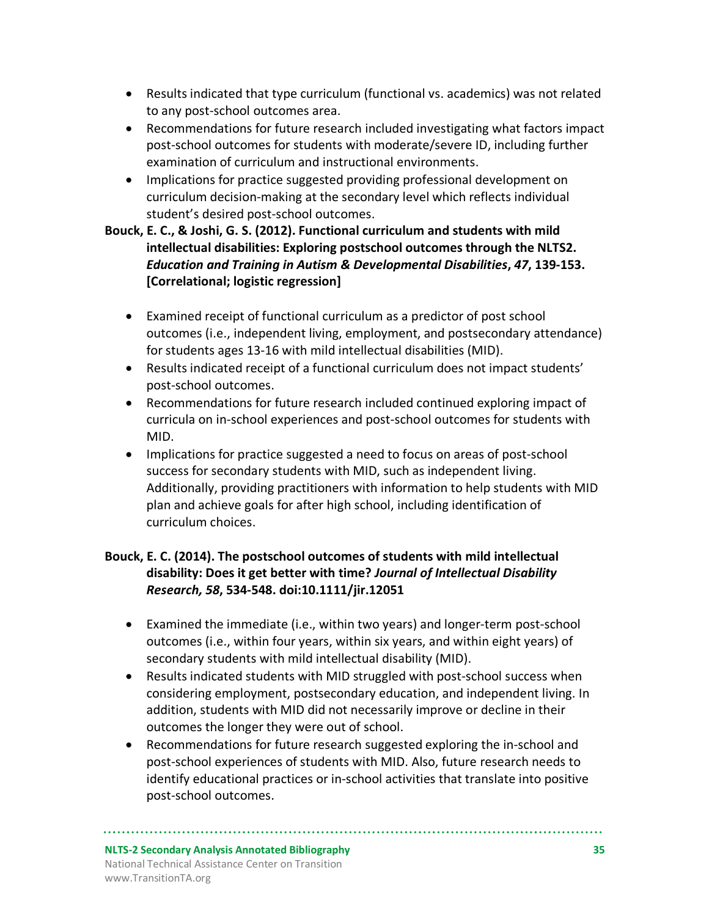- Results indicated that type curriculum (functional vs. academics) was not related to any post-school outcomes area.
- Recommendations for future research included investigating what factors impact post-school outcomes for students with moderate/severe ID, including further examination of curriculum and instructional environments.
- Implications for practice suggested providing professional development on curriculum decision-making at the secondary level which reflects individual student's desired post-school outcomes.

**Bouck, E. C., & Joshi, G. S. (2012). Functional curriculum and students with mild intellectual disabilities: Exploring postschool outcomes through the NLTS2. *Education and Training in Autism & Developmental Disabilities*, *47*, 139-153. [Correlational; logistic regression]**

- Examined receipt of functional curriculum as a predictor of post school outcomes (i.e., independent living, employment, and postsecondary attendance) for students ages 13-16 with mild intellectual disabilities (MID).
- Results indicated receipt of a functional curriculum does not impact students' post-school outcomes.
- Recommendations for future research included continued exploring impact of curricula on in-school experiences and post-school outcomes for students with MID.
- Implications for practice suggested a need to focus on areas of post-school success for secondary students with MID, such as independent living. Additionally, providing practitioners with information to help students with MID plan and achieve goals for after high school, including identification of curriculum choices.

**Bouck, E. C. (2014). The postschool outcomes of students with mild intellectual disability: Does it get better with time? *Journal of Intellectual Disability Research, 58*, 534-548. doi:10.1111/jir.12051**

- Examined the immediate (i.e., within two years) and longer-term post-school outcomes (i.e., within four years, within six years, and within eight years) of secondary students with mild intellectual disability (MID).
- Results indicated students with MID struggled with post-school success when considering employment, postsecondary education, and independent living. In addition, students with MID did not necessarily improve or decline in their outcomes the longer they were out of school.
- Recommendations for future research suggested exploring the in-school and post-school experiences of students with MID. Also, future research needs to identify educational practices or in-school activities that translate into positive post-school outcomes.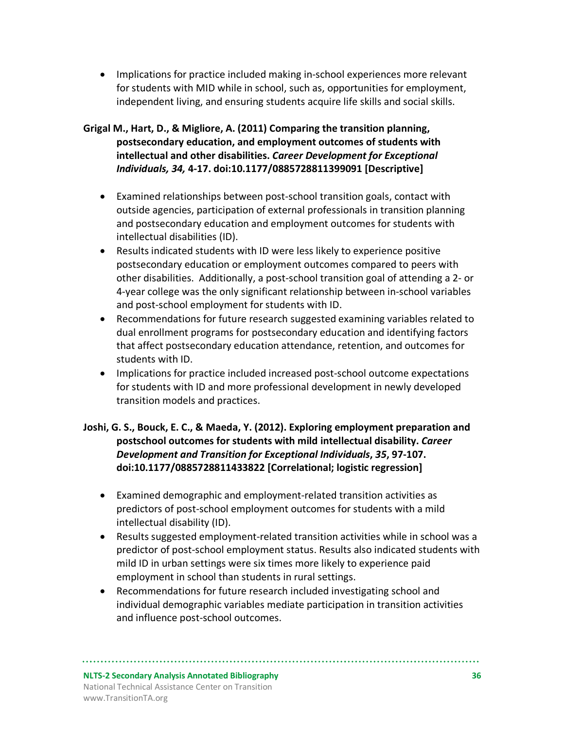- Implications for practice included making in-school experiences more relevant for students with MID while in school, such as, opportunities for employment, independent living, and ensuring students acquire life skills and social skills.

**Grigal M., Hart, D., & Migliore, A. (2011) Comparing the transition planning, postsecondary education, and employment outcomes of students with intellectual and other disabilities.** ***Career Development for Exceptional Individuals, 34,*** **4-17. doi:10.1177/0885728811399091 [Descriptive]**

- Examined relationships between post-school transition goals, contact with outside agencies, participation of external professionals in transition planning and postsecondary education and employment outcomes for students with intellectual disabilities (ID).
- Results indicated students with ID were less likely to experience positive postsecondary education or employment outcomes compared to peers with other disabilities. Additionally, a post-school transition goal of attending a 2- or 4-year college was the only significant relationship between in-school variables and post-school employment for students with ID.
- Recommendations for future research suggested examining variables related to dual enrollment programs for postsecondary education and identifying factors that affect postsecondary education attendance, retention, and outcomes for students with ID.
- Implications for practice included increased post-school outcome expectations for students with ID and more professional development in newly developed transition models and practices.

**Joshi, G. S., Bouck, E. C., & Maeda, Y. (2012). Exploring employment preparation and postschool outcomes for students with mild intellectual disability.** ***Career Development and Transition for Exceptional Individuals*****,** ***35*****, 97-107. doi:10.1177/0885728811433822 [Correlational; logistic regression]**

- Examined demographic and employment-related transition activities as predictors of post-school employment outcomes for students with a mild intellectual disability (ID).
- Results suggested employment-related transition activities while in school was a predictor of post-school employment status. Results also indicated students with mild ID in urban settings were six times more likely to experience paid employment in school than students in rural settings.
- Recommendations for future research included investigating school and individual demographic variables mediate participation in transition activities and influence post-school outcomes.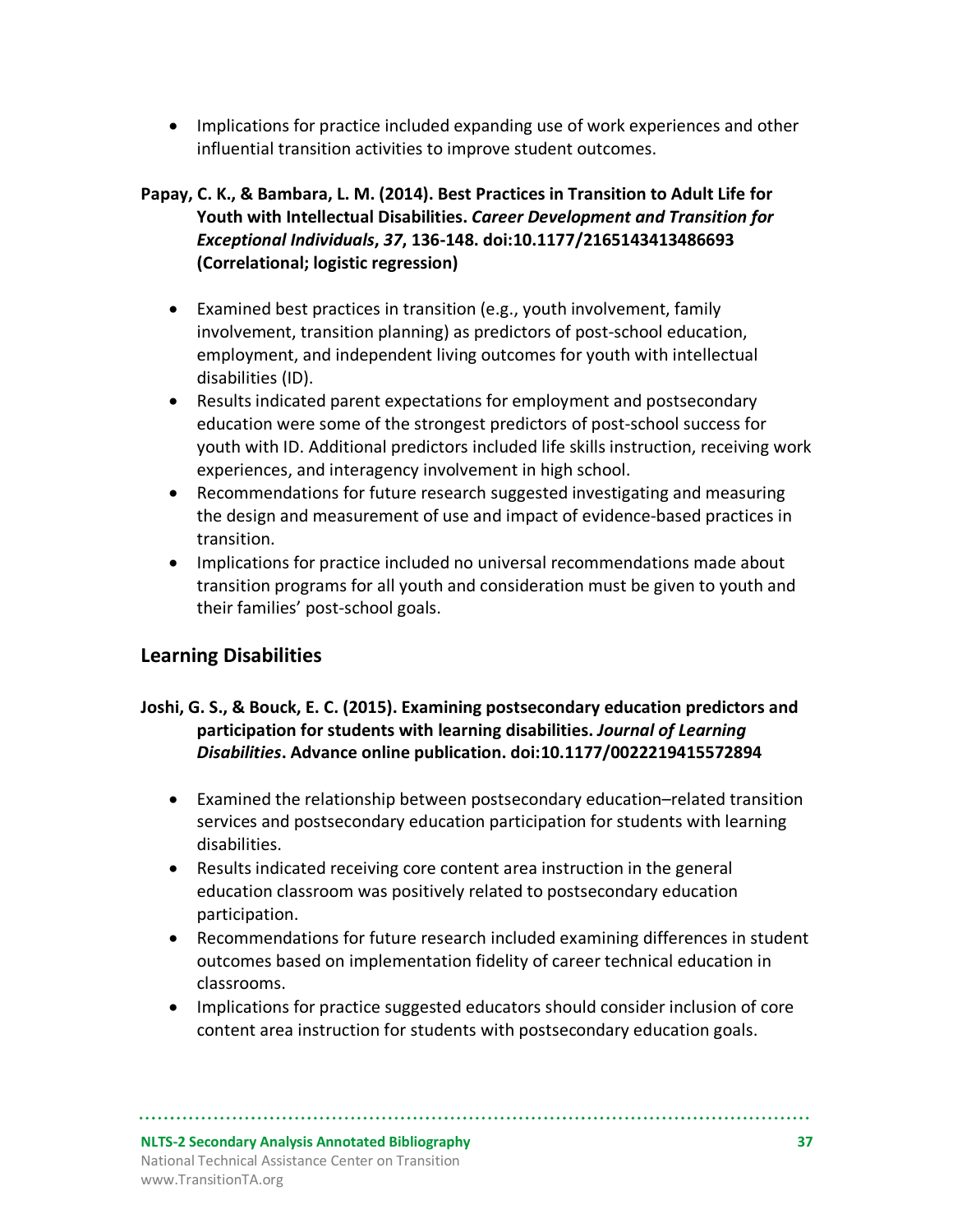- Implications for practice included expanding use of work experiences and other influential transition activities to improve student outcomes.

**Papay, C. K., & Bambara, L. M. (2014). Best Practices in Transition to Adult Life for Youth with Intellectual Disabilities. *Career Development and Transition for Exceptional Individuals*, *37*, 136-148. doi:10.1177/2165143413486693 (Correlational; logistic regression)**

- Examined best practices in transition (e.g., youth involvement, family involvement, transition planning) as predictors of post-school education, employment, and independent living outcomes for youth with intellectual disabilities (ID).
- Results indicated parent expectations for employment and postsecondary education were some of the strongest predictors of post-school success for youth with ID. Additional predictors included life skills instruction, receiving work experiences, and interagency involvement in high school.
- Recommendations for future research suggested investigating and measuring the design and measurement of use and impact of evidence-based practices in transition.
- Implications for practice included no universal recommendations made about transition programs for all youth and consideration must be given to youth and their families' post-school goals.

## Learning Disabilities

**Joshi, G. S., & Bouck, E. C. (2015). Examining postsecondary education predictors and participation for students with learning disabilities. *Journal of Learning Disabilities*. Advance online publication. doi:10.1177/0022219415572894**

- Examined the relationship between postsecondary education–related transition services and postsecondary education participation for students with learning disabilities.
- Results indicated receiving core content area instruction in the general education classroom was positively related to postsecondary education participation.
- Recommendations for future research included examining differences in student outcomes based on implementation fidelity of career technical education in classrooms.
- Implications for practice suggested educators should consider inclusion of core content area instruction for students with postsecondary education goals.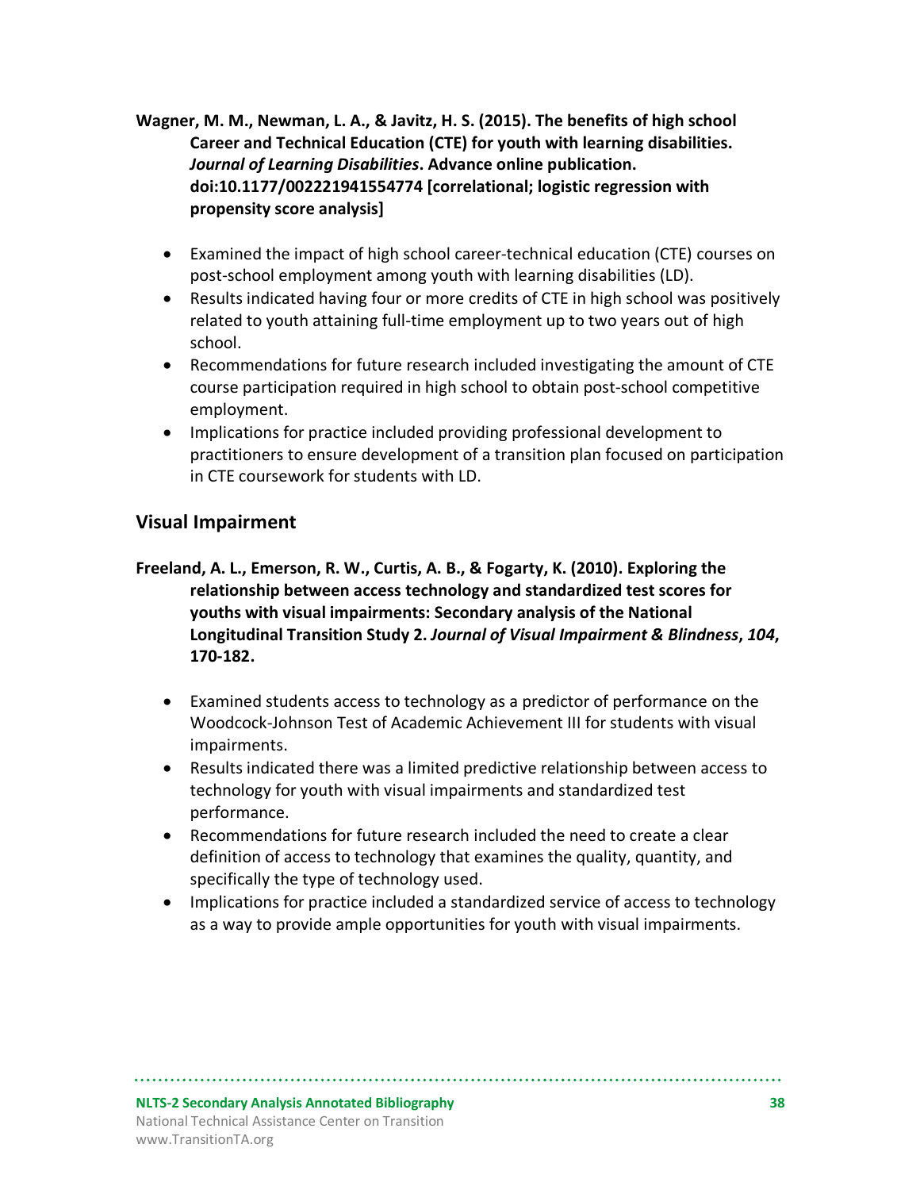**Wagner, M. M., Newman, L. A., & Javitz, H. S. (2015). The benefits of high school Career and Technical Education (CTE) for youth with learning disabilities. *Journal of Learning Disabilities*. Advance online publication. doi:10.1177/002221941554774 [correlational; logistic regression with propensity score analysis]**

- Examined the impact of high school career-technical education (CTE) courses on post-school employment among youth with learning disabilities (LD).
- Results indicated having four or more credits of CTE in high school was positively related to youth attaining full-time employment up to two years out of high school.
- Recommendations for future research included investigating the amount of CTE course participation required in high school to obtain post-school competitive employment.
- Implications for practice included providing professional development to practitioners to ensure development of a transition plan focused on participation in CTE coursework for students with LD.

## Visual Impairment

**Freeland, A. L., Emerson, R. W., Curtis, A. B., & Fogarty, K. (2010). Exploring the relationship between access technology and standardized test scores for youths with visual impairments: Secondary analysis of the National Longitudinal Transition Study 2. *Journal of Visual Impairment & Blindness*, *104*, 170-182.**

- Examined students access to technology as a predictor of performance on the Woodcock-Johnson Test of Academic Achievement III for students with visual impairments.
- Results indicated there was a limited predictive relationship between access to technology for youth with visual impairments and standardized test performance.
- Recommendations for future research included the need to create a clear definition of access to technology that examines the quality, quantity, and specifically the type of technology used.
- Implications for practice included a standardized service of access to technology as a way to provide ample opportunities for youth with visual impairments.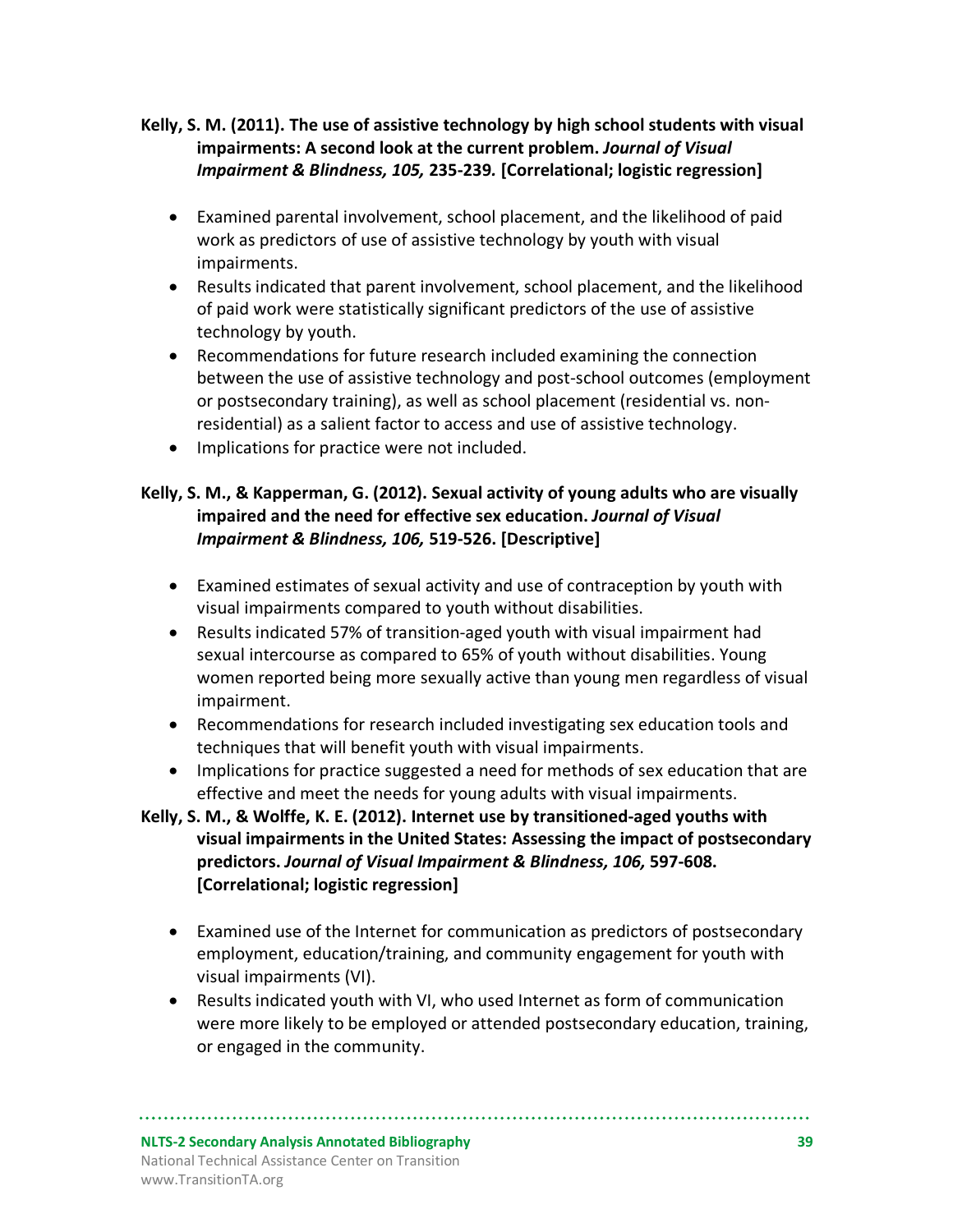**Kelly, S. M. (2011). The use of assistive technology by high school students with visual impairments: A second look at the current problem.** ***Journal of Visual Impairment & Blindness, 105,*** **235-239. [Correlational; logistic regression]**

- Examined parental involvement, school placement, and the likelihood of paid work as predictors of use of assistive technology by youth with visual impairments.
- Results indicated that parent involvement, school placement, and the likelihood of paid work were statistically significant predictors of the use of assistive technology by youth.
- Recommendations for future research included examining the connection between the use of assistive technology and post-school outcomes (employment or postsecondary training), as well as school placement (residential vs. non-residential) as a salient factor to access and use of assistive technology.
- Implications for practice were not included.

**Kelly, S. M., & Kapperman, G. (2012). Sexual activity of young adults who are visually impaired and the need for effective sex education.** ***Journal of Visual Impairment & Blindness, 106,*** **519-526. [Descriptive]**

- Examined estimates of sexual activity and use of contraception by youth with visual impairments compared to youth without disabilities.
- Results indicated 57% of transition-aged youth with visual impairment had sexual intercourse as compared to 65% of youth without disabilities. Young women reported being more sexually active than young men regardless of visual impairment.
- Recommendations for research included investigating sex education tools and techniques that will benefit youth with visual impairments.
- Implications for practice suggested a need for methods of sex education that are effective and meet the needs for young adults with visual impairments.

**Kelly, S. M., & Wolffe, K. E. (2012). Internet use by transitioned-aged youths with visual impairments in the United States: Assessing the impact of postsecondary predictors.** ***Journal of Visual Impairment & Blindness, 106,*** **597-608. [Correlational; logistic regression]**

- Examined use of the Internet for communication as predictors of postsecondary employment, education/training, and community engagement for youth with visual impairments (VI).
- Results indicated youth with VI, who used Internet as form of communication were more likely to be employed or attended postsecondary education, training, or engaged in the community.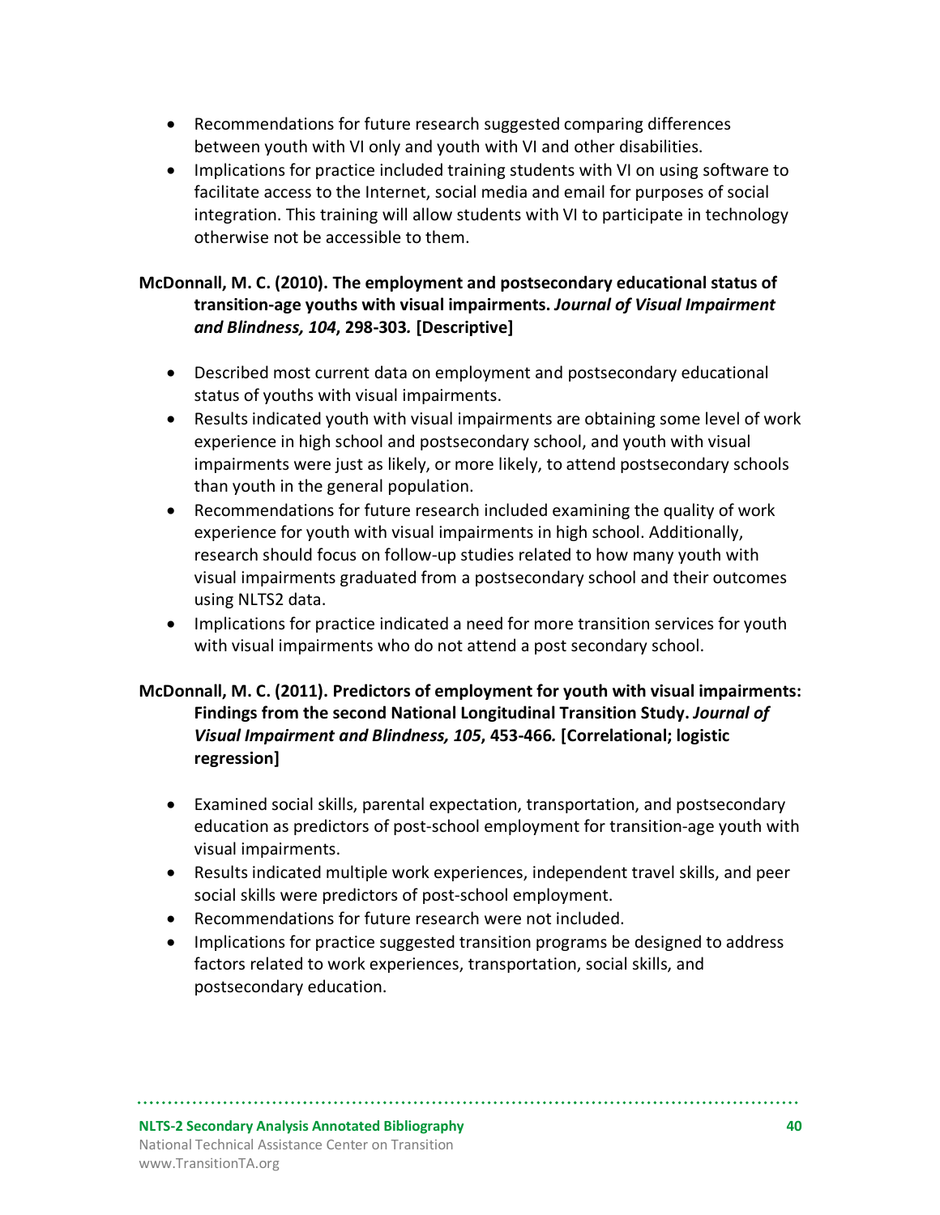- Recommendations for future research suggested comparing differences between youth with VI only and youth with VI and other disabilities.
- Implications for practice included training students with VI on using software to facilitate access to the Internet, social media and email for purposes of social integration. This training will allow students with VI to participate in technology otherwise not be accessible to them.

**McDonnall, M. C. (2010). The employment and postsecondary educational status of transition-age youths with visual impairments. *Journal of Visual Impairment and Blindness, 104*, 298-303. [Descriptive]**

- Described most current data on employment and postsecondary educational status of youths with visual impairments.
- Results indicated youth with visual impairments are obtaining some level of work experience in high school and postsecondary school, and youth with visual impairments were just as likely, or more likely, to attend postsecondary schools than youth in the general population.
- Recommendations for future research included examining the quality of work experience for youth with visual impairments in high school. Additionally, research should focus on follow-up studies related to how many youth with visual impairments graduated from a postsecondary school and their outcomes using NLTS2 data.
- Implications for practice indicated a need for more transition services for youth with visual impairments who do not attend a post secondary school.

**McDonnall, M. C. (2011). Predictors of employment for youth with visual impairments: Findings from the second National Longitudinal Transition Study. *Journal of Visual Impairment and Blindness, 105*, 453-466. [Correlational; logistic regression]**

- Examined social skills, parental expectation, transportation, and postsecondary education as predictors of post-school employment for transition-age youth with visual impairments.
- Results indicated multiple work experiences, independent travel skills, and peer social skills were predictors of post-school employment.
- Recommendations for future research were not included.
- Implications for practice suggested transition programs be designed to address factors related to work experiences, transportation, social skills, and postsecondary education.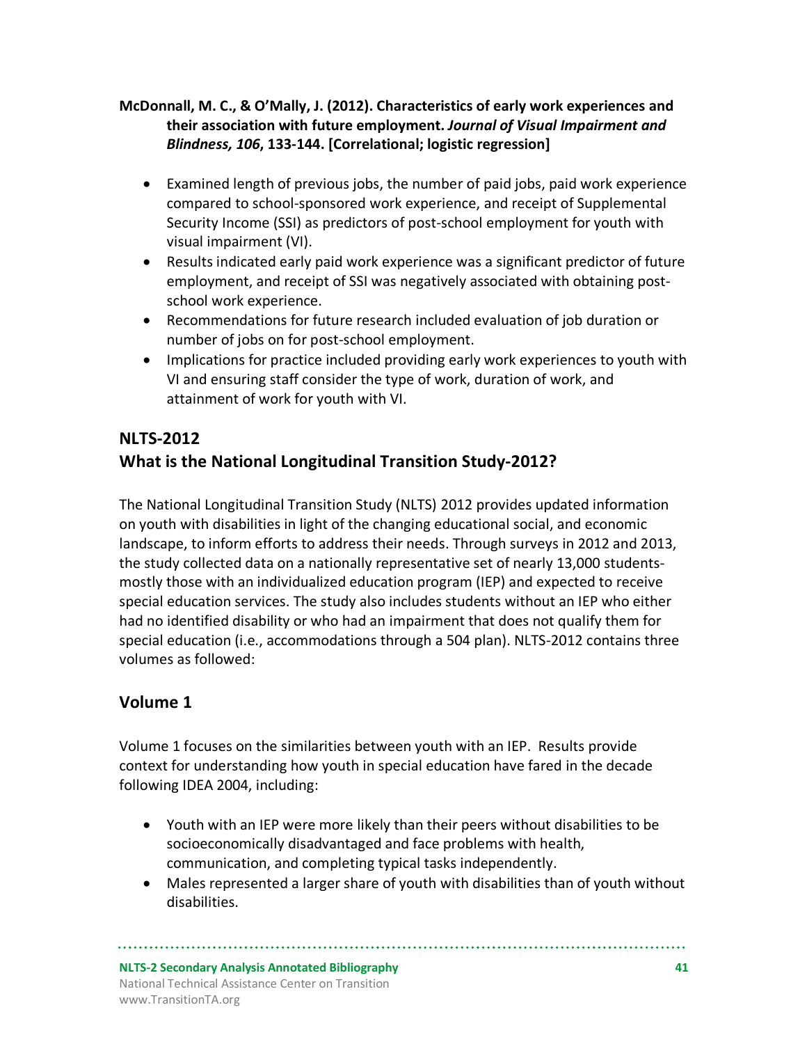**McDonnall, M. C., & O'Mally, J. (2012). Characteristics of early work experiences and their association with future employment. *Journal of Visual Impairment and Blindness, 106*, 133-144. [Correlational; logistic regression]**

- Examined length of previous jobs, the number of paid jobs, paid work experience compared to school-sponsored work experience, and receipt of Supplemental Security Income (SSI) as predictors of post-school employment for youth with visual impairment (VI).
- Results indicated early paid work experience was a significant predictor of future employment, and receipt of SSI was negatively associated with obtaining post-school work experience.
- Recommendations for future research included evaluation of job duration or number of jobs on for post-school employment.
- Implications for practice included providing early work experiences to youth with VI and ensuring staff consider the type of work, duration of work, and attainment of work for youth with VI.

## NLTS-2012

## What is the National Longitudinal Transition Study-2012?

The National Longitudinal Transition Study (NLTS) 2012 provides updated information on youth with disabilities in light of the changing educational social, and economic landscape, to inform efforts to address their needs. Through surveys in 2012 and 2013, the study collected data on a nationally representative set of nearly 13,000 students-mostly those with an individualized education program (IEP) and expected to receive special education services. The study also includes students without an IEP who either had no identified disability or who had an impairment that does not qualify them for special education (i.e., accommodations through a 504 plan). NLTS-2012 contains three volumes as followed:

### Volume 1

Volume 1 focuses on the similarities between youth with an IEP. Results provide context for understanding how youth in special education have fared in the decade following IDEA 2004, including:

- Youth with an IEP were more likely than their peers without disabilities to be socioeconomically disadvantaged and face problems with health, communication, and completing typical tasks independently.
- Males represented a larger share of youth with disabilities than of youth without disabilities.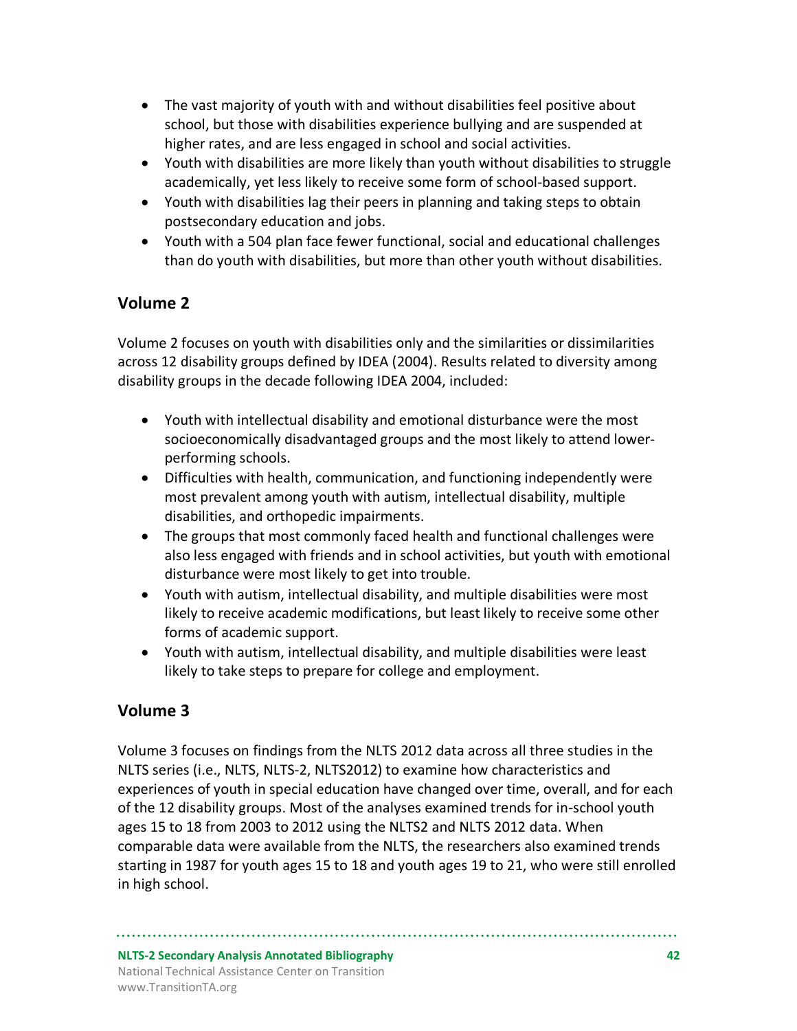- The vast majority of youth with and without disabilities feel positive about school, but those with disabilities experience bullying and are suspended at higher rates, and are less engaged in school and social activities.
- Youth with disabilities are more likely than youth without disabilities to struggle academically, yet less likely to receive some form of school-based support.
- Youth with disabilities lag their peers in planning and taking steps to obtain postsecondary education and jobs.
- Youth with a 504 plan face fewer functional, social and educational challenges than do youth with disabilities, but more than other youth without disabilities.

## Volume 2

Volume 2 focuses on youth with disabilities only and the similarities or dissimilarities across 12 disability groups defined by IDEA (2004). Results related to diversity among disability groups in the decade following IDEA 2004, included:

- Youth with intellectual disability and emotional disturbance were the most socioeconomically disadvantaged groups and the most likely to attend lower-performing schools.
- Difficulties with health, communication, and functioning independently were most prevalent among youth with autism, intellectual disability, multiple disabilities, and orthopedic impairments.
- The groups that most commonly faced health and functional challenges were also less engaged with friends and in school activities, but youth with emotional disturbance were most likely to get into trouble.
- Youth with autism, intellectual disability, and multiple disabilities were most likely to receive academic modifications, but least likely to receive some other forms of academic support.
- Youth with autism, intellectual disability, and multiple disabilities were least likely to take steps to prepare for college and employment.

## Volume 3

Volume 3 focuses on findings from the NLTS 2012 data across all three studies in the NLTS series (i.e., NLTS, NLTS-2, NLTS2012) to examine how characteristics and experiences of youth in special education have changed over time, overall, and for each of the 12 disability groups. Most of the analyses examined trends for in-school youth ages 15 to 18 from 2003 to 2012 using the NLTS2 and NLTS 2012 data. When comparable data were available from the NLTS, the researchers also examined trends starting in 1987 for youth ages 15 to 18 and youth ages 19 to 21, who were still enrolled in high school.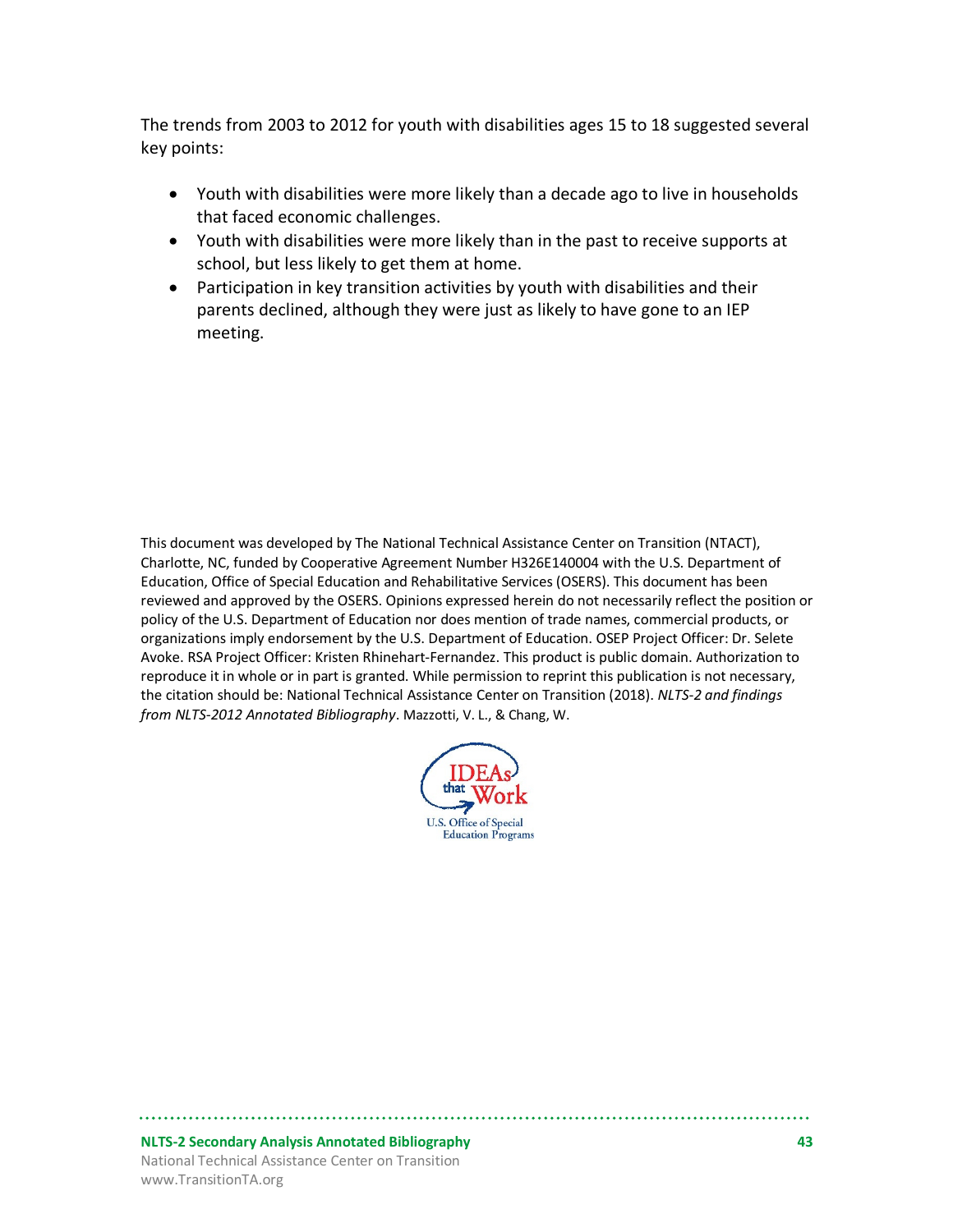The trends from 2003 to 2012 for youth with disabilities ages 15 to 18 suggested several key points:

- Youth with disabilities were more likely than a decade ago to live in households that faced economic challenges.
- Youth with disabilities were more likely than in the past to receive supports at school, but less likely to get them at home.
- Participation in key transition activities by youth with disabilities and their parents declined, although they were just as likely to have gone to an IEP meeting.

This document was developed by The National Technical Assistance Center on Transition (NTACT), Charlotte, NC, funded by Cooperative Agreement Number H326E140004 with the U.S. Department of Education, Office of Special Education and Rehabilitative Services (OSERS). This document has been reviewed and approved by the OSERS. Opinions expressed herein do not necessarily reflect the position or policy of the U.S. Department of Education nor does mention of trade names, commercial products, or organizations imply endorsement by the U.S. Department of Education. OSEP Project Officer: Dr. Selete Avoke. RSA Project Officer: Kristen Rhinehart-Fernandez. This product is public domain. Authorization to reproduce it in whole or in part is granted. While permission to reprint this publication is not necessary, the citation should be: National Technical Assistance Center on Transition (2018). *NLTS-2 and findings from NLTS-2012 Annotated Bibliography*. Mazzotti, V. L., & Chang, W.

IDEAs that Work
U.S. Office of Special Education Programs